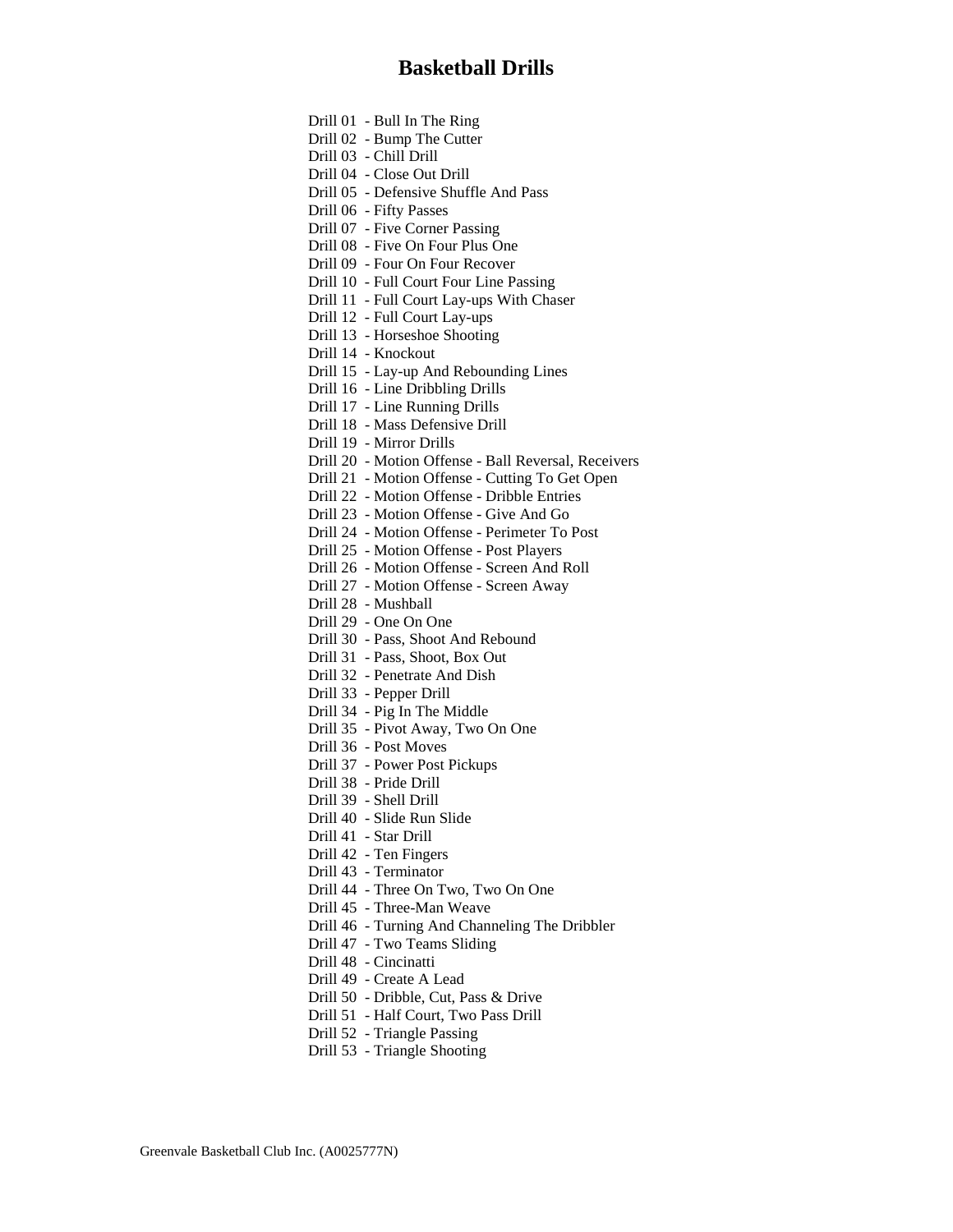# Basketball Drills

Drill 01 - Bull In The Ring
Drill 02 - Bump The Cutter
Drill 03 - Chill Drill
Drill 04 - Close Out Drill
Drill 05 - Defensive Shuffle And Pass
Drill 06 - Fifty Passes
Drill 07 - Five Corner Passing
Drill 08 - Five On Four Plus One
Drill 09 - Four On Four Recover
Drill 10 - Full Court Four Line Passing
Drill 11 - Full Court Lay-ups With Chaser
Drill 12 - Full Court Lay-ups
Drill 13 - Horseshoe Shooting
Drill 14 - Knockout
Drill 15 - Lay-up And Rebounding Lines
Drill 16 - Line Dribbling Drills
Drill 17 - Line Running Drills
Drill 18 - Mass Defensive Drill
Drill 19 - Mirror Drills
Drill 20 - Motion Offense - Ball Reversal, Receivers
Drill 21 - Motion Offense - Cutting To Get Open
Drill 22 - Motion Offense - Dribble Entries
Drill 23 - Motion Offense - Give And Go
Drill 24 - Motion Offense - Perimeter To Post
Drill 25 - Motion Offense - Post Players
Drill 26 - Motion Offense - Screen And Roll
Drill 27 - Motion Offense - Screen Away
Drill 28 - Mushball
Drill 29 - One On One
Drill 30 - Pass, Shoot And Rebound
Drill 31 - Pass, Shoot, Box Out
Drill 32 - Penetrate And Dish
Drill 33 - Pepper Drill
Drill 34 - Pig In The Middle
Drill 35 - Pivot Away, Two On One
Drill 36 - Post Moves
Drill 37 - Power Post Pickups
Drill 38 - Pride Drill
Drill 39 - Shell Drill
Drill 40 - Slide Run Slide
Drill 41 - Star Drill
Drill 42 - Ten Fingers
Drill 43 - Terminator
Drill 44 - Three On Two, Two On One
Drill 45 - Three-Man Weave
Drill 46 - Turning And Channeling The Dribbler
Drill 47 - Two Teams Sliding
Drill 48 - Cincinatti
Drill 49 - Create A Lead
Drill 50 - Dribble, Cut, Pass & Drive
Drill 51 - Half Court, Two Pass Drill
Drill 52 - Triangle Passing
Drill 53 - Triangle Shooting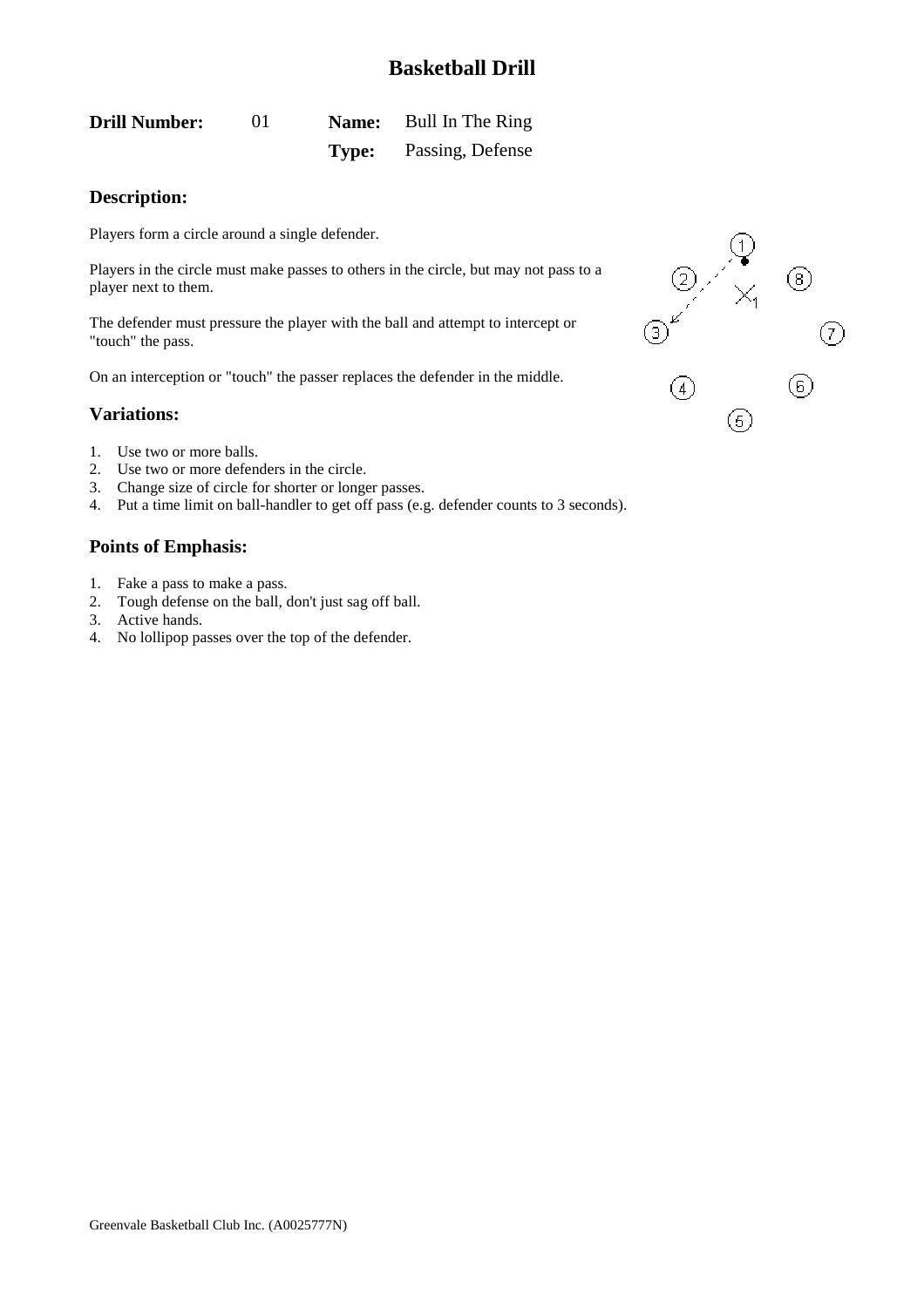# Basketball Drill

**Drill Number:** 01 **Name:** Bull In The Ring

**Type:** Passing, Defense

## Description:

Players form a circle around a single defender.

Players in the circle must make passes to others in the circle, but may not pass to a player next to them.

The defender must pressure the player with the ball and attempt to intercept or "touch" the pass.

On an interception or "touch" the passer replaces the defender in the middle.

## Variations:

1. Use two or more balls.
2. Use two or more defenders in the circle.
3. Change size of circle for shorter or longer passes.
4. Put a time limit on ball-handler to get off pass (e.g. defender counts to 3 seconds).

## Points of Emphasis:

1. Fake a pass to make a pass.
2. Tough defense on the ball, don't just sag off ball.
3. Active hands.
4. No lollipop passes over the top of the defender.

Greenvale Basketball Club Inc. (A0025777N)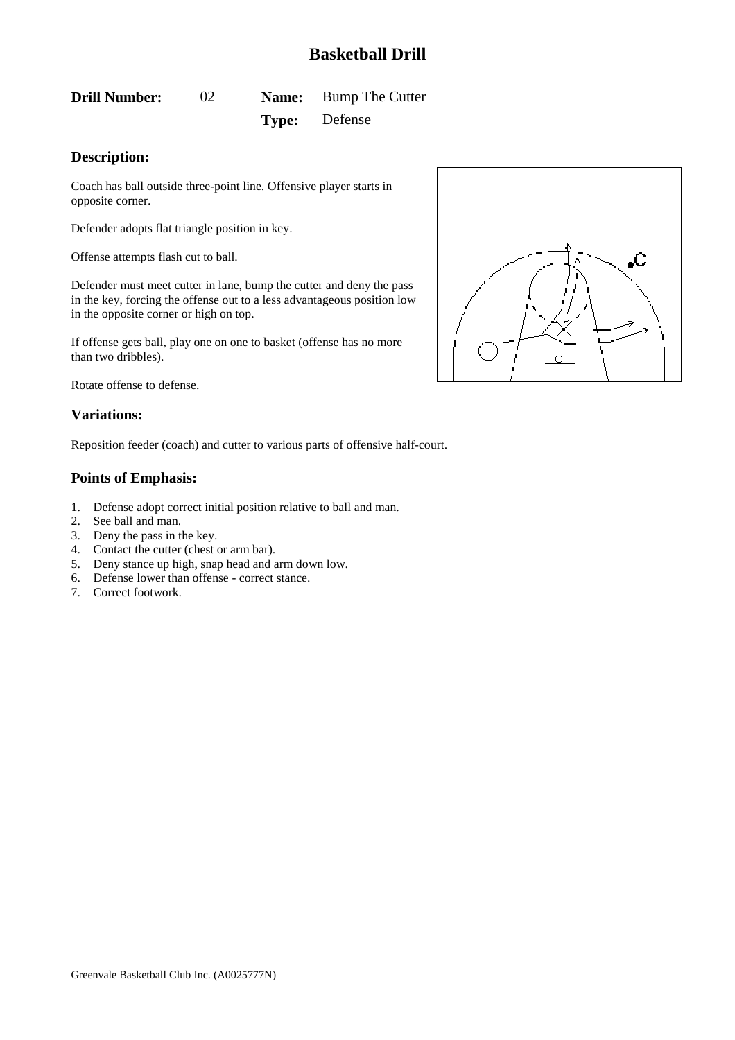# Basketball Drill

**Drill Number:** 02 **Name:** Bump The Cutter

**Type:** Defense

## Description:

Coach has ball outside three-point line. Offensive player starts in opposite corner.

Defender adopts flat triangle position in key.

Offense attempts flash cut to ball.

Defender must meet cutter in lane, bump the cutter and deny the pass in the key, forcing the offense out to a less advantageous position low in the opposite corner or high on top.

If offense gets ball, play one on one to basket (offense has no more than two dribbles).

Rotate offense to defense.

## Variations:

Reposition feeder (coach) and cutter to various parts of offensive half-court.

## Points of Emphasis:

1. Defense adopt correct initial position relative to ball and man.
2. See ball and man.
3. Deny the pass in the key.
4. Contact the cutter (chest or arm bar).
5. Deny stance up high, snap head and arm down low.
6. Defense lower than offense - correct stance.
7. Correct footwork.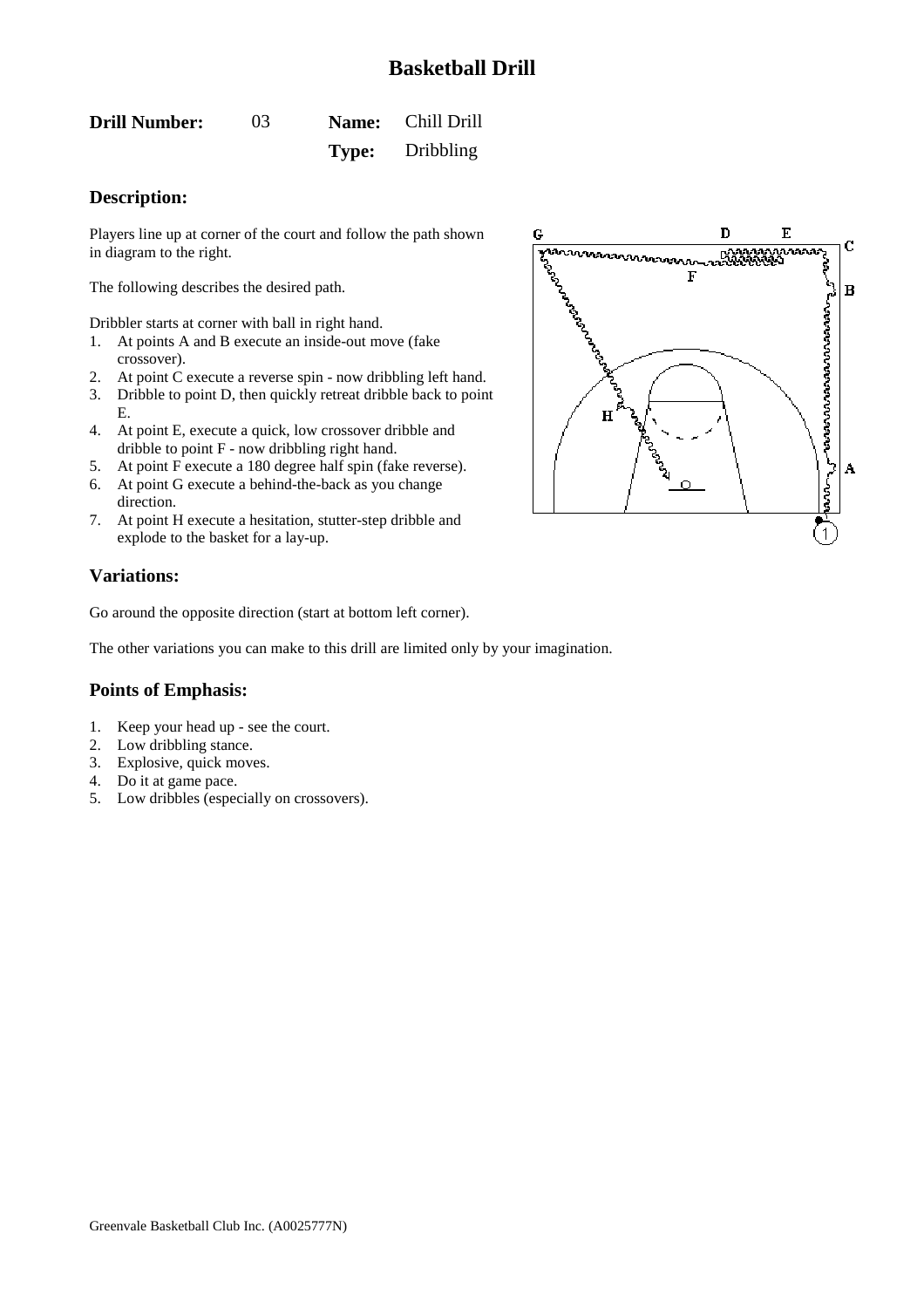# Basketball Drill

**Drill Number:** 03 **Name:** Chill Drill

**Type:** Dribbling

## Description:

Players line up at corner of the court and follow the path shown in diagram to the right.

The following describes the desired path.

Dribbler starts at corner with ball in right hand.

1. At points A and B execute an inside-out move (fake crossover).
2. At point C execute a reverse spin - now dribbling left hand.
3. Dribble to point D, then quickly retreat dribble back to point E.
4. At point E, execute a quick, low crossover dribble and dribble to point F - now dribbling right hand.
5. At point F execute a 180 degree half spin (fake reverse).
6. At point G execute a behind-the-back as you change direction.
7. At point H execute a hesitation, stutter-step dribble and explode to the basket for a lay-up.

## Variations:

Go around the opposite direction (start at bottom left corner).

The other variations you can make to this drill are limited only by your imagination.

## Points of Emphasis:

1. Keep your head up - see the court.
2. Low dribbling stance.
3. Explosive, quick moves.
4. Do it at game pace.
5. Low dribbles (especially on crossovers).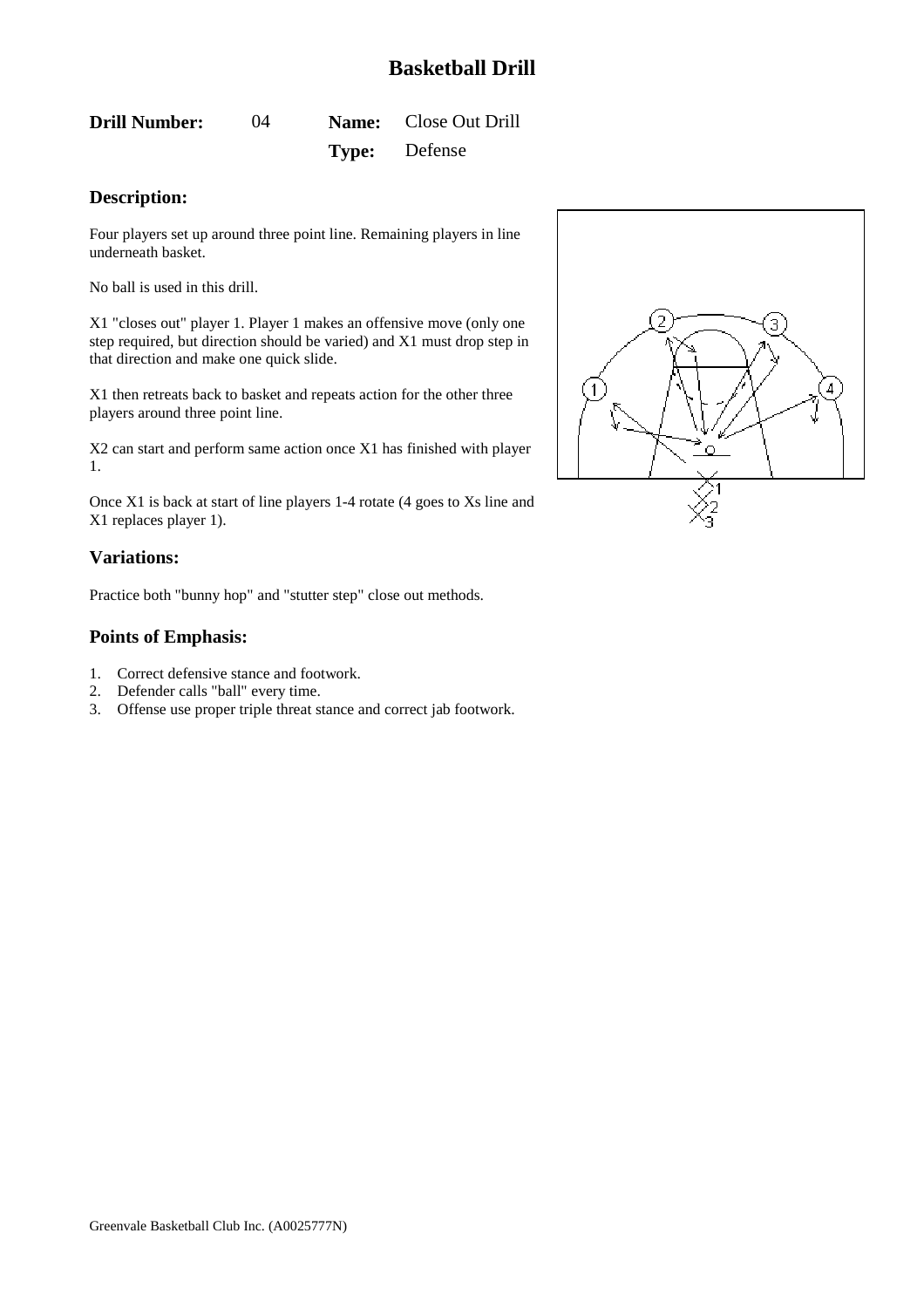# Basketball Drill

**Drill Number:** 04 **Name:** Close Out Drill

**Type:** Defense

## Description:

Four players set up around three point line. Remaining players in line underneath basket.

No ball is used in this drill.

X1 "closes out" player 1. Player 1 makes an offensive move (only one step required, but direction should be varied) and X1 must drop step in that direction and make one quick slide.

X1 then retreats back to basket and repeats action for the other three players around three point line.

X2 can start and perform same action once X1 has finished with player 1.

Once X1 is back at start of line players 1-4 rotate (4 goes to Xs line and X1 replaces player 1).

## Variations:

Practice both "bunny hop" and "stutter step" close out methods.

## Points of Emphasis:

1. Correct defensive stance and footwork.
2. Defender calls "ball" every time.
3. Offense use proper triple threat stance and correct jab footwork.

Greenvale Basketball Club Inc. (A0025777N)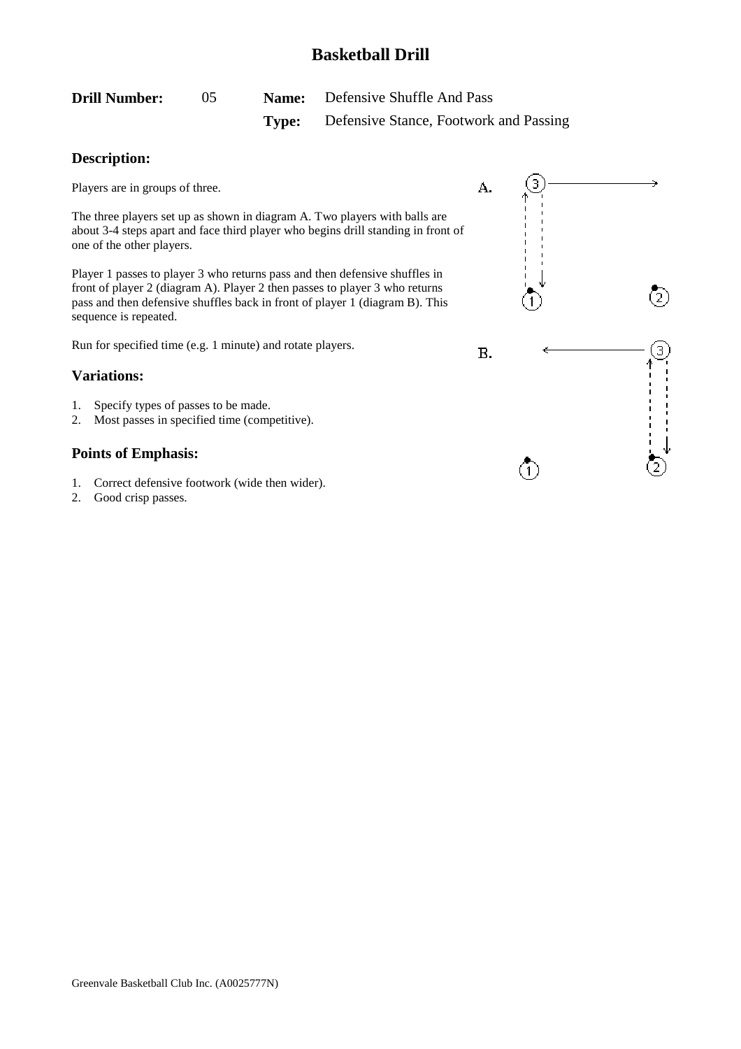# Basketball Drill

**Drill Number:** 05 **Name:** Defensive Shuffle And Pass
**Type:** Defensive Stance, Footwork and Passing

## Description:

Players are in groups of three.

The three players set up as shown in diagram A. Two players with balls are about 3-4 steps apart and face third player who begins drill standing in front of one of the other players.

Player 1 passes to player 3 who returns pass and then defensive shuffles in front of player 2 (diagram A). Player 2 then passes to player 3 who returns pass and then defensive shuffles back in front of player 1 (diagram B). This sequence is repeated.

Run for specified time (e.g. 1 minute) and rotate players.

## Variations:

1. Specify types of passes to be made.
2. Most passes in specified time (competitive).

## Points of Emphasis:

1. Correct defensive footwork (wide then wider).
2. Good crisp passes.

A.

B.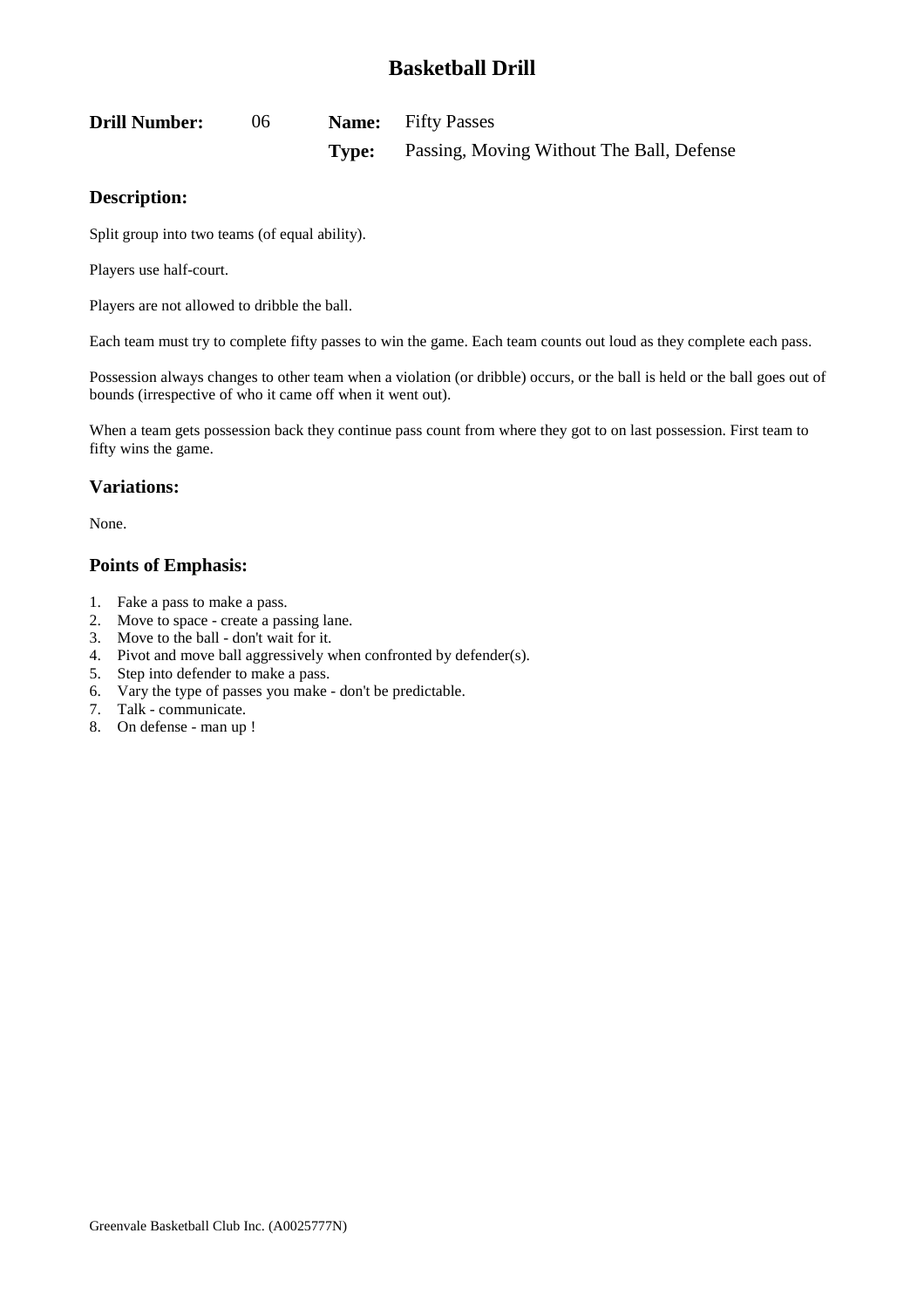# Basketball Drill

**Drill Number:** 06 **Name:** Fifty Passes

**Type:** Passing, Moving Without The Ball, Defense

## Description:

Split group into two teams (of equal ability).

Players use half-court.

Players are not allowed to dribble the ball.

Each team must try to complete fifty passes to win the game. Each team counts out loud as they complete each pass.

Possession always changes to other team when a violation (or dribble) occurs, or the ball is held or the ball goes out of bounds (irrespective of who it came off when it went out).

When a team gets possession back they continue pass count from where they got to on last possession. First team to fifty wins the game.

## Variations:

None.

## Points of Emphasis:

1. Fake a pass to make a pass.
2. Move to space - create a passing lane.
3. Move to the ball - don't wait for it.
4. Pivot and move ball aggressively when confronted by defender(s).
5. Step into defender to make a pass.
6. Vary the type of passes you make - don't be predictable.
7. Talk - communicate.
8. On defense - man up !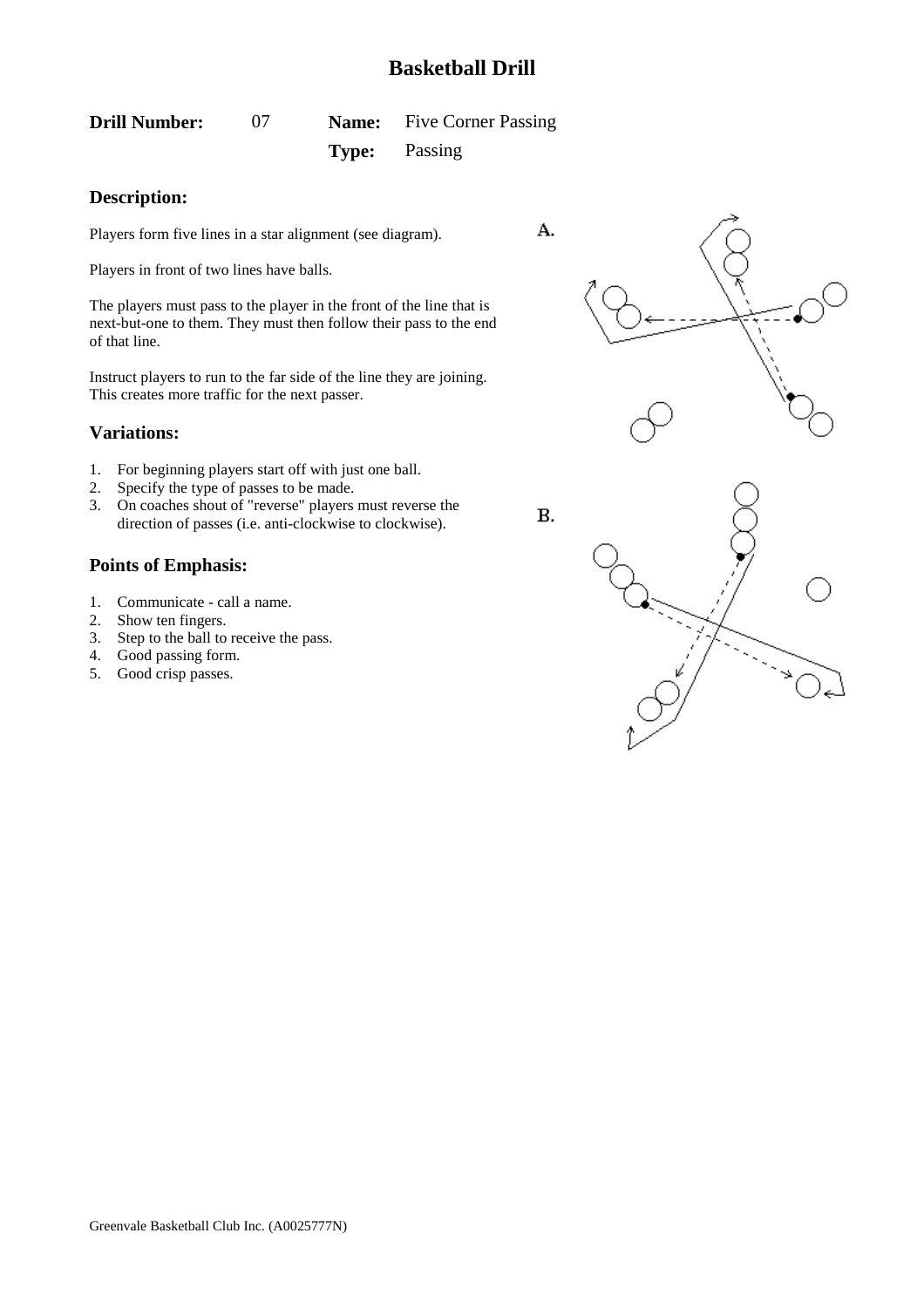# Basketball Drill

**Drill Number:** 07 **Name:** Five Corner Passing

**Type:** Passing

## Description:

Players form five lines in a star alignment (see diagram).

Players in front of two lines have balls.

The players must pass to the player in the front of the line that is next-but-one to them. They must then follow their pass to the end of that line.

Instruct players to run to the far side of the line they are joining. This creates more traffic for the next passer.

## Variations:

1. For beginning players start off with just one ball.
2. Specify the type of passes to be made.
3. On coaches shout of "reverse" players must reverse the direction of passes (i.e. anti-clockwise to clockwise).

## Points of Emphasis:

1. Communicate - call a name.
2. Show ten fingers.
3. Step to the ball to receive the pass.
4. Good passing form.
5. Good crisp passes.

A.

B.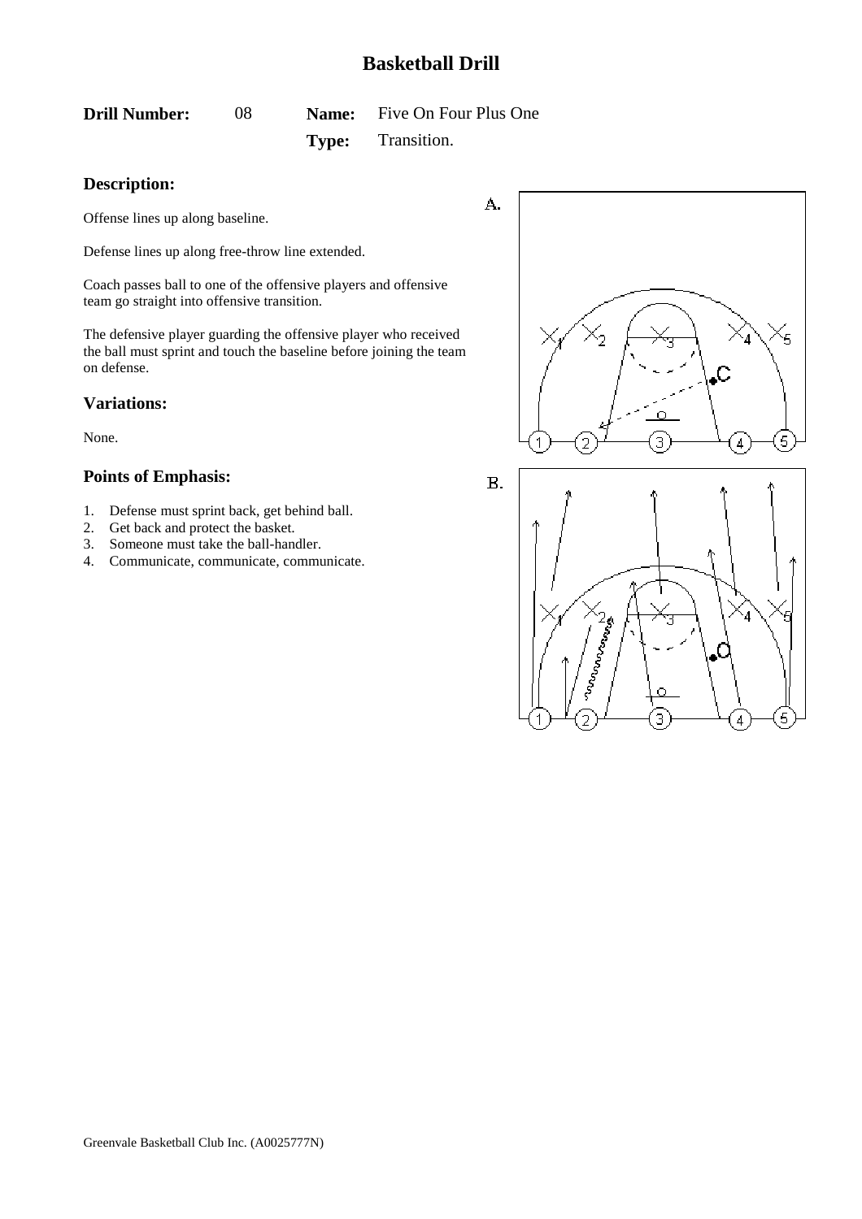# Basketball Drill

**Drill Number:** 08 **Name:** Five On Four Plus One

**Type:** Transition.

## Description:

Offense lines up along baseline.

Defense lines up along free-throw line extended.

Coach passes ball to one of the offensive players and offensive team go straight into offensive transition.

The defensive player guarding the offensive player who received the ball must sprint and touch the baseline before joining the team on defense.

## Variations:

None.

## Points of Emphasis:

1. Defense must sprint back, get behind ball.
2. Get back and protect the basket.
3. Someone must take the ball-handler.
4. Communicate, communicate, communicate.

A.

B.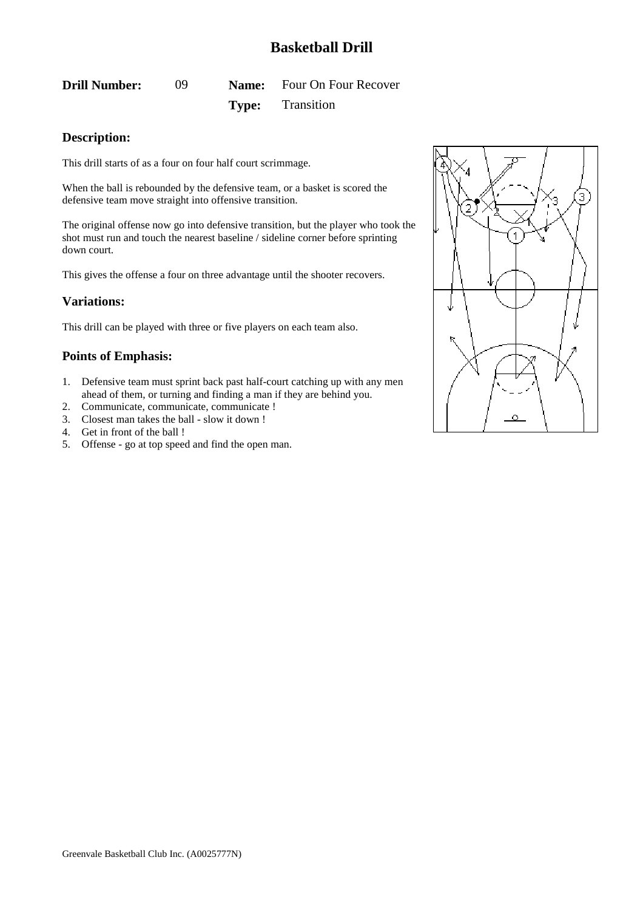# Basketball Drill

**Drill Number:** 09 **Name:** Four On Four Recover

**Type:** Transition

## Description:

This drill starts of as a four on four half court scrimmage.

When the ball is rebounded by the defensive team, or a basket is scored the defensive team move straight into offensive transition.

The original offense now go into defensive transition, but the player who took the shot must run and touch the nearest baseline / sideline corner before sprinting down court.

This gives the offense a four on three advantage until the shooter recovers.

## Variations:

This drill can be played with three or five players on each team also.

## Points of Emphasis:

1. Defensive team must sprint back past half-court catching up with any men ahead of them, or turning and finding a man if they are behind you.
2. Communicate, communicate, communicate !
3. Closest man takes the ball - slow it down !
4. Get in front of the ball !
5. Offense - go at top speed and find the open man.

Greenvale Basketball Club Inc. (A0025777N)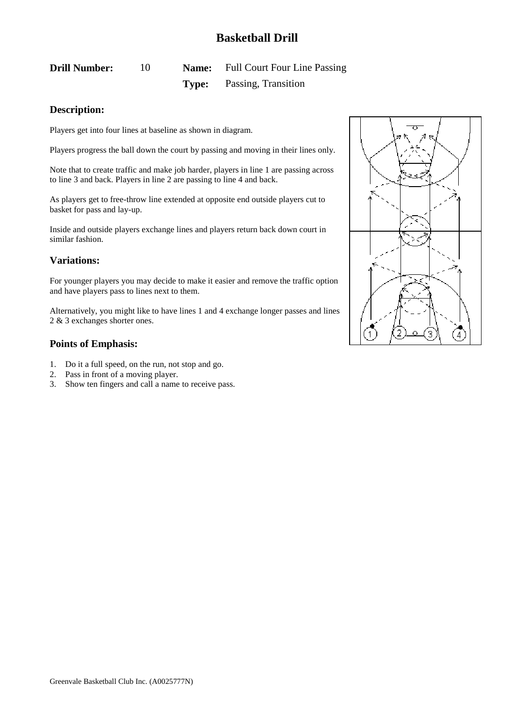# Basketball Drill

**Drill Number:** 10 **Name:** Full Court Four Line Passing

**Type:** Passing, Transition

## Description:

Players get into four lines at baseline as shown in diagram.

Players progress the ball down the court by passing and moving in their lines only.

Note that to create traffic and make job harder, players in line 1 are passing across to line 3 and back. Players in line 2 are passing to line 4 and back.

As players get to free-throw line extended at opposite end outside players cut to basket for pass and lay-up.

Inside and outside players exchange lines and players return back down court in similar fashion.

## Variations:

For younger players you may decide to make it easier and remove the traffic option and have players pass to lines next to them.

Alternatively, you might like to have lines 1 and 4 exchange longer passes and lines 2 & 3 exchanges shorter ones.

## Points of Emphasis:

1. Do it a full speed, on the run, not stop and go.
2. Pass in front of a moving player.
3. Show ten fingers and call a name to receive pass.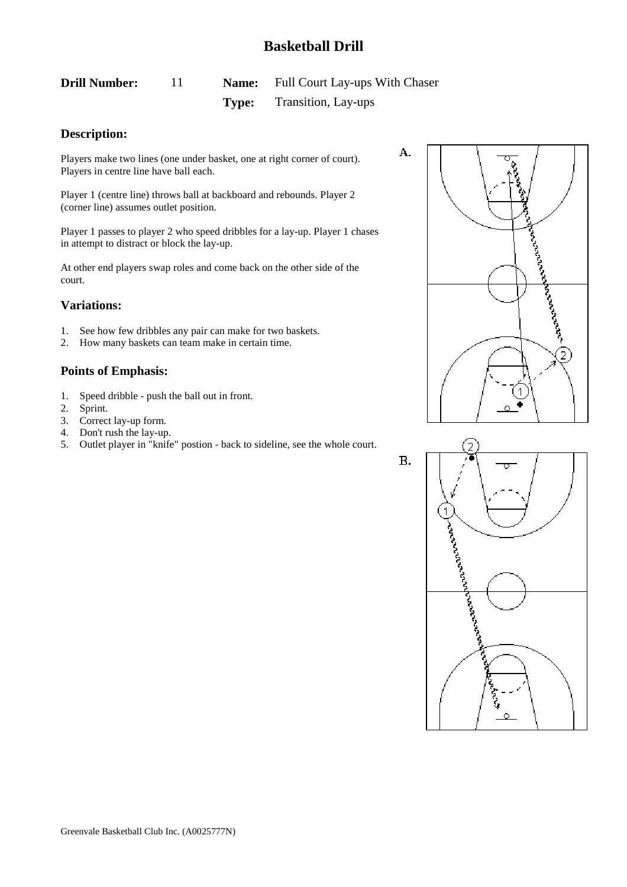# Basketball Drill

**Drill Number:** 11 **Name:** Full Court Lay-ups With Chaser

**Type:** Transition, Lay-ups

## Description:

Players make two lines (one under basket, one at right corner of court). Players in centre line have ball each.

Player 1 (centre line) throws ball at backboard and rebounds. Player 2 (corner line) assumes outlet position.

Player 1 passes to player 2 who speed dribbles for a lay-up. Player 1 chases in attempt to distract or block the lay-up.

At other end players swap roles and come back on the other side of the court.

## Variations:

1. See how few dribbles any pair can make for two baskets.
2. How many baskets can team make in certain time.

## Points of Emphasis:

1. Speed dribble - push the ball out in front.
2. Sprint.
3. Correct lay-up form.
4. Don't rush the lay-up.
5. Outlet player in "knife" postion - back to sideline, see the whole court.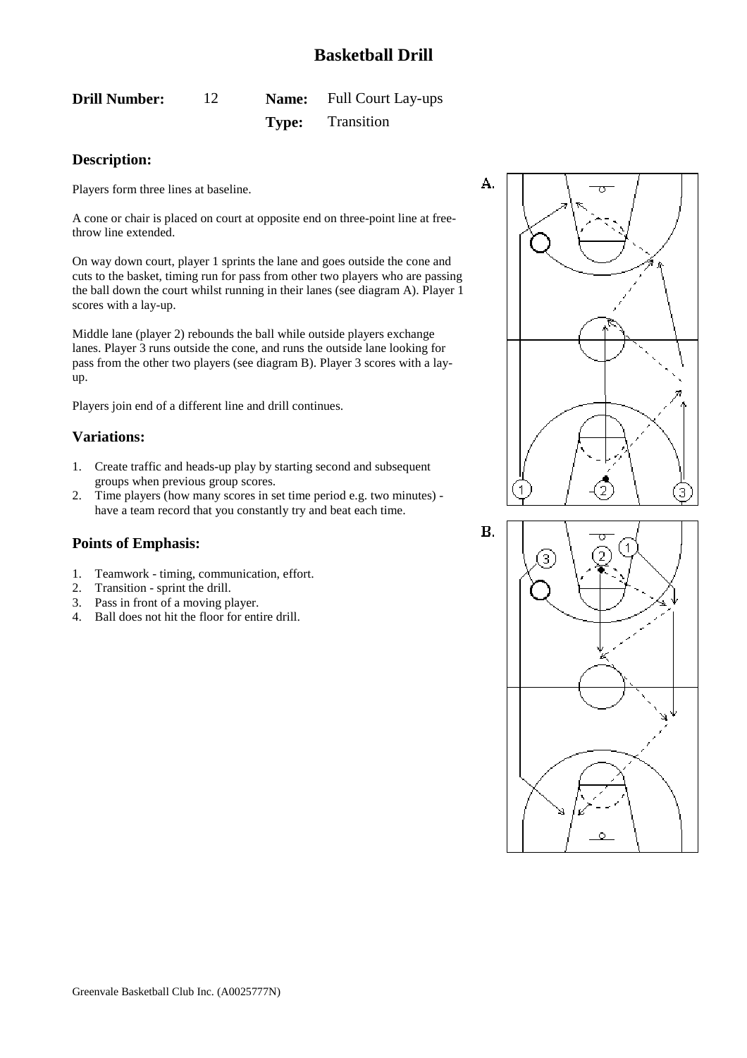# Basketball Drill

**Drill Number:** 12 **Name:** Full Court Lay-ups

**Type:** Transition

## Description:

Players form three lines at baseline.

A cone or chair is placed on court at opposite end on three-point line at free-throw line extended.

On way down court, player 1 sprints the lane and goes outside the cone and cuts to the basket, timing run for pass from other two players who are passing the ball down the court whilst running in their lanes (see diagram A). Player 1 scores with a lay-up.

Middle lane (player 2) rebounds the ball while outside players exchange lanes. Player 3 runs outside the cone, and runs the outside lane looking for pass from the other two players (see diagram B). Player 3 scores with a lay-up.

Players join end of a different line and drill continues.

## Variations:

1. Create traffic and heads-up play by starting second and subsequent groups when previous group scores.
2. Time players (how many scores in set time period e.g. two minutes) - have a team record that you constantly try and beat each time.

## Points of Emphasis:

1. Teamwork - timing, communication, effort.
2. Transition - sprint the drill.
3. Pass in front of a moving player.
4. Ball does not hit the floor for entire drill.

A.

B.

Greenvale Basketball Club Inc. (A0025777N)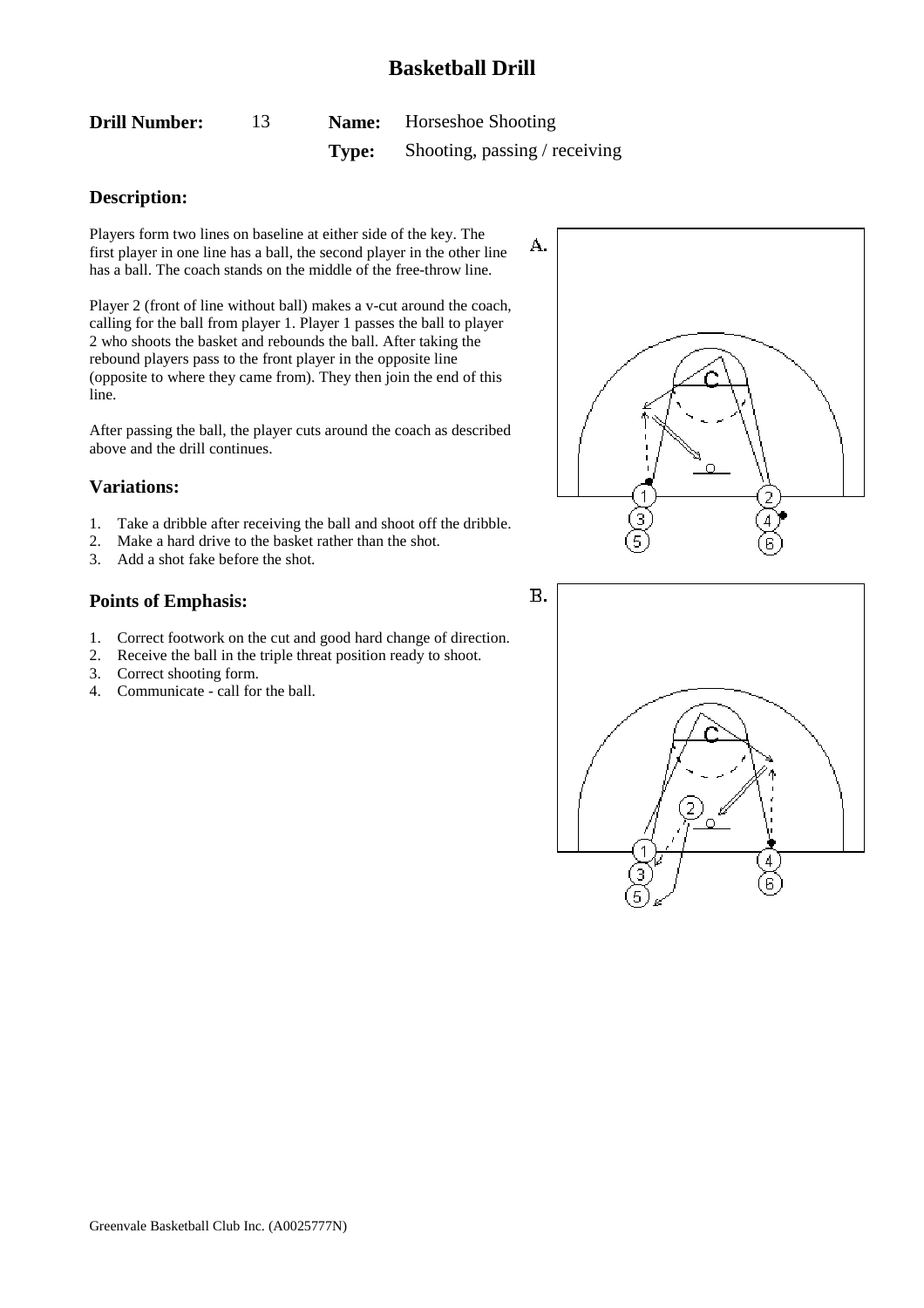# Basketball Drill

**Drill Number:** 13 **Name:** Horseshoe Shooting

**Type:** Shooting, passing / receiving

## Description:

Players form two lines on baseline at either side of the key. The first player in one line has a ball, the second player in the other line has a ball. The coach stands on the middle of the free-throw line.

Player 2 (front of line without ball) makes a v-cut around the coach, calling for the ball from player 1. Player 1 passes the ball to player 2 who shoots the basket and rebounds the ball. After taking the rebound players pass to the front player in the opposite line (opposite to where they came from). They then join the end of this line.

After passing the ball, the player cuts around the coach as described above and the drill continues.

## Variations:

1. Take a dribble after receiving the ball and shoot off the dribble.
2. Make a hard drive to the basket rather than the shot.
3. Add a shot fake before the shot.

## Points of Emphasis:

1. Correct footwork on the cut and good hard change of direction.
2. Receive the ball in the triple threat position ready to shoot.
3. Correct shooting form.
4. Communicate - call for the ball.

A.

B.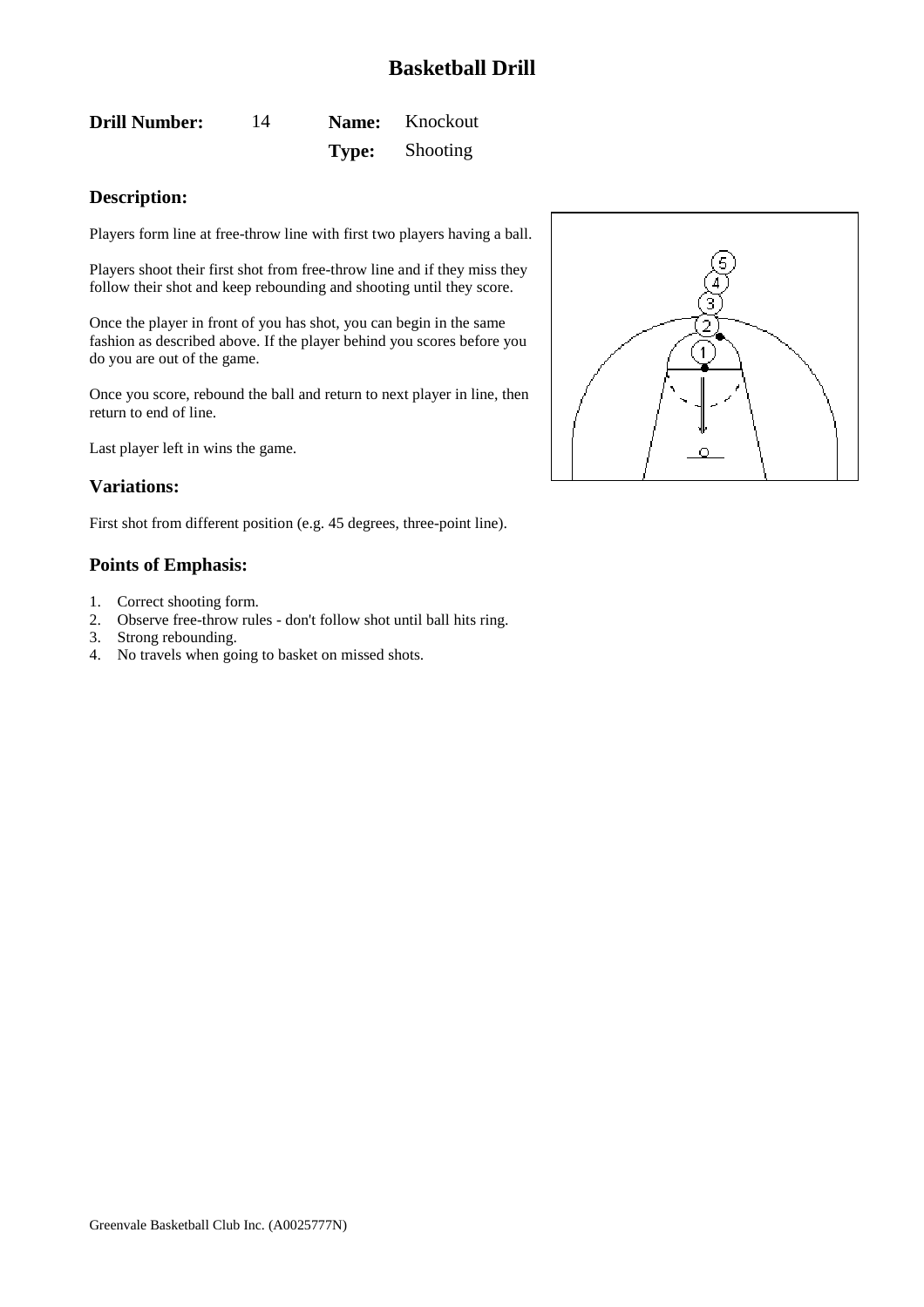# Basketball Drill

**Drill Number:** 14 **Name:** Knockout
**Type:** Shooting

## Description:

Players form line at free-throw line with first two players having a ball.

Players shoot their first shot from free-throw line and if they miss they follow their shot and keep rebounding and shooting until they score.

Once the player in front of you has shot, you can begin in the same fashion as described above. If the player behind you scores before you do you are out of the game.

Once you score, rebound the ball and return to next player in line, then return to end of line.

Last player left in wins the game.

## Variations:

First shot from different position (e.g. 45 degrees, three-point line).

## Points of Emphasis:

1. Correct shooting form.
2. Observe free-throw rules - don't follow shot until ball hits ring.
3. Strong rebounding.
4. No travels when going to basket on missed shots.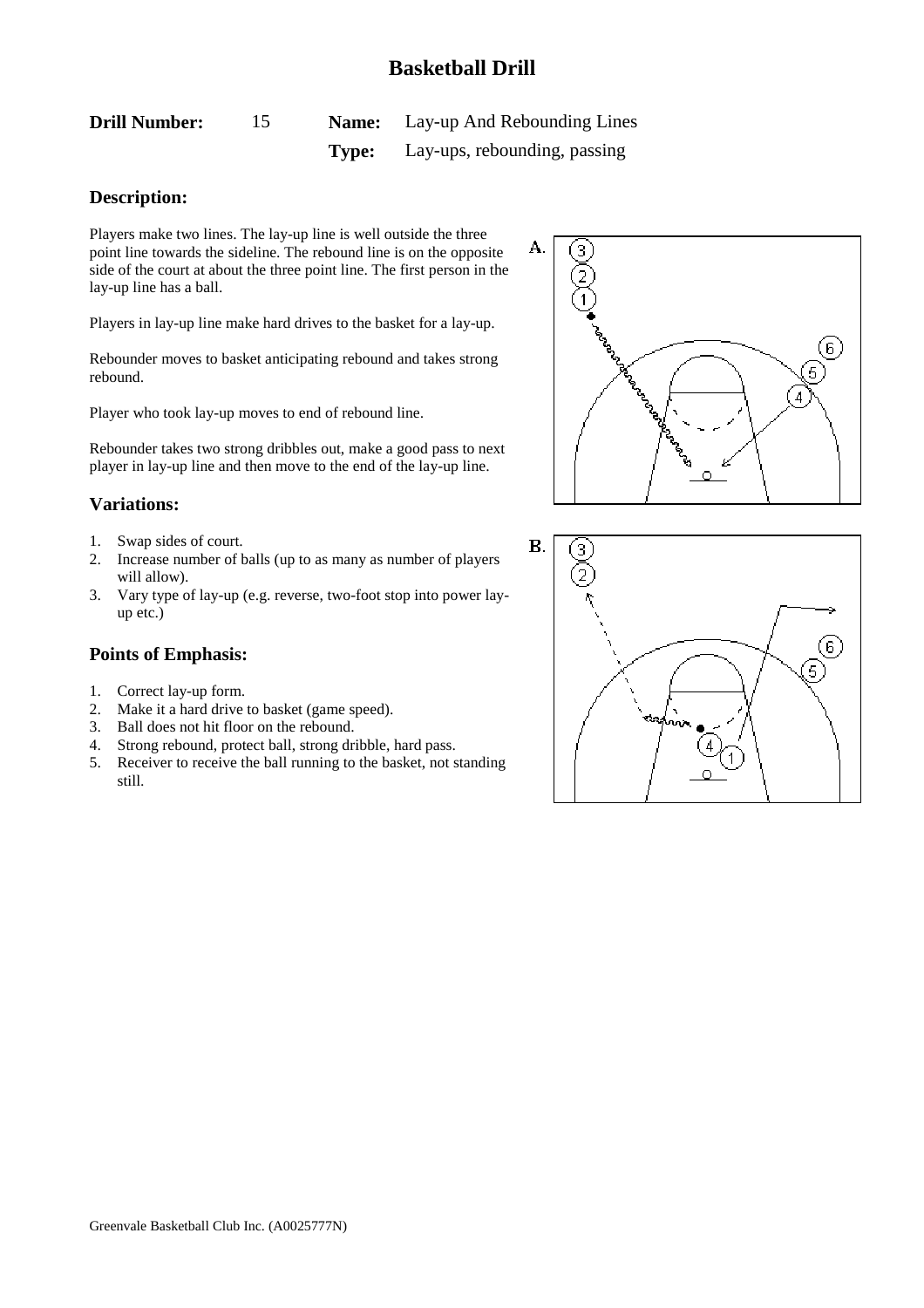# Basketball Drill

**Drill Number:** 15 **Name:** Lay-up And Rebounding Lines

**Type:** Lay-ups, rebounding, passing

## Description:

Players make two lines. The lay-up line is well outside the three point line towards the sideline. The rebound line is on the opposite side of the court at about the three point line. The first person in the lay-up line has a ball.

Players in lay-up line make hard drives to the basket for a lay-up.

Rebounder moves to basket anticipating rebound and takes strong rebound.

Player who took lay-up moves to end of rebound line.

Rebounder takes two strong dribbles out, make a good pass to next player in lay-up line and then move to the end of the lay-up line.

## Variations:

1. Swap sides of court.
2. Increase number of balls (up to as many as number of players will allow).
3. Vary type of lay-up (e.g. reverse, two-foot stop into power lay-up etc.)

## Points of Emphasis:

1. Correct lay-up form.
2. Make it a hard drive to basket (game speed).
3. Ball does not hit floor on the rebound.
4. Strong rebound, protect ball, strong dribble, hard pass.
5. Receiver to receive the ball running to the basket, not standing still.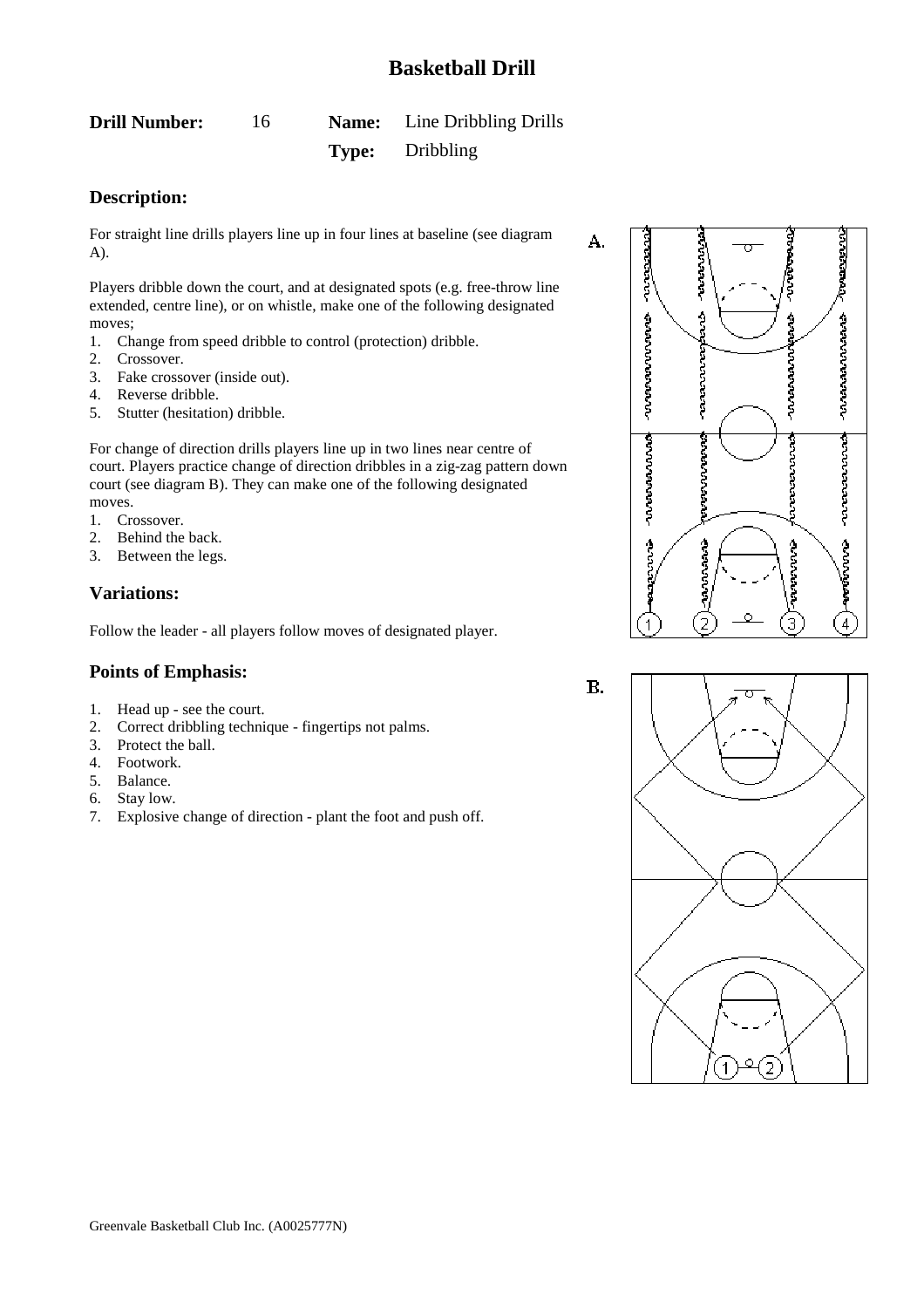# Basketball Drill

**Drill Number:** 16 **Name:** Line Dribbling Drills

**Type:** Dribbling

## Description:

For straight line drills players line up in four lines at baseline (see diagram A).

Players dribble down the court, and at designated spots (e.g. free-throw line extended, centre line), or on whistle, make one of the following designated moves;

1. Change from speed dribble to control (protection) dribble.
2. Crossover.
3. Fake crossover (inside out).
4. Reverse dribble.
5. Stutter (hesitation) dribble.

For change of direction drills players line up in two lines near centre of court. Players practice change of direction dribbles in a zig-zag pattern down court (see diagram B). They can make one of the following designated moves.

1. Crossover.
2. Behind the back.
3. Between the legs.

## Variations:

Follow the leader - all players follow moves of designated player.

## Points of Emphasis:

1. Head up - see the court.
2. Correct dribbling technique - fingertips not palms.
3. Protect the ball.
4. Footwork.
5. Balance.
6. Stay low.
7. Explosive change of direction - plant the foot and push off.

A.

B.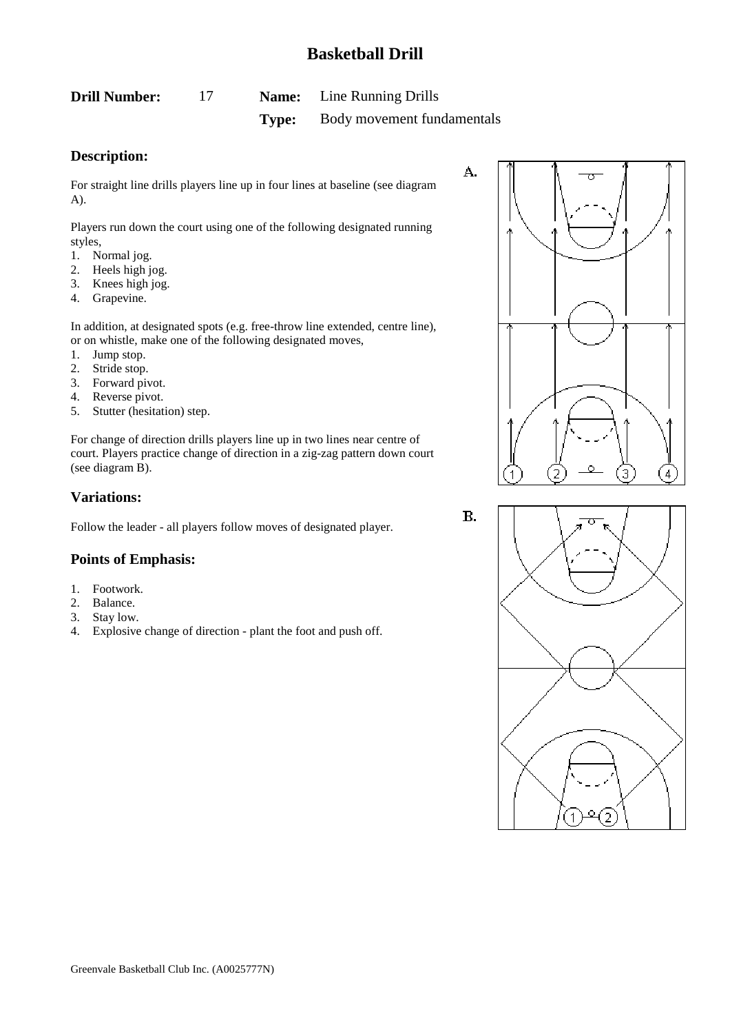# Basketball Drill

**Drill Number:** 17 **Name:** Line Running Drills

**Type:** Body movement fundamentals

## Description:

For straight line drills players line up in four lines at baseline (see diagram A).

Players run down the court using one of the following designated running styles,

1. Normal jog.
2. Heels high jog.
3. Knees high jog.
4. Grapevine.

In addition, at designated spots (e.g. free-throw line extended, centre line), or on whistle, make one of the following designated moves,

1. Jump stop.
2. Stride stop.
3. Forward pivot.
4. Reverse pivot.
5. Stutter (hesitation) step.

For change of direction drills players line up in two lines near centre of court. Players practice change of direction in a zig-zag pattern down court (see diagram B).

## Variations:

Follow the leader - all players follow moves of designated player.

## Points of Emphasis:

1. Footwork.
2. Balance.
3. Stay low.
4. Explosive change of direction - plant the foot and push off.

A.

B.

Greenvale Basketball Club Inc. (A0025777N)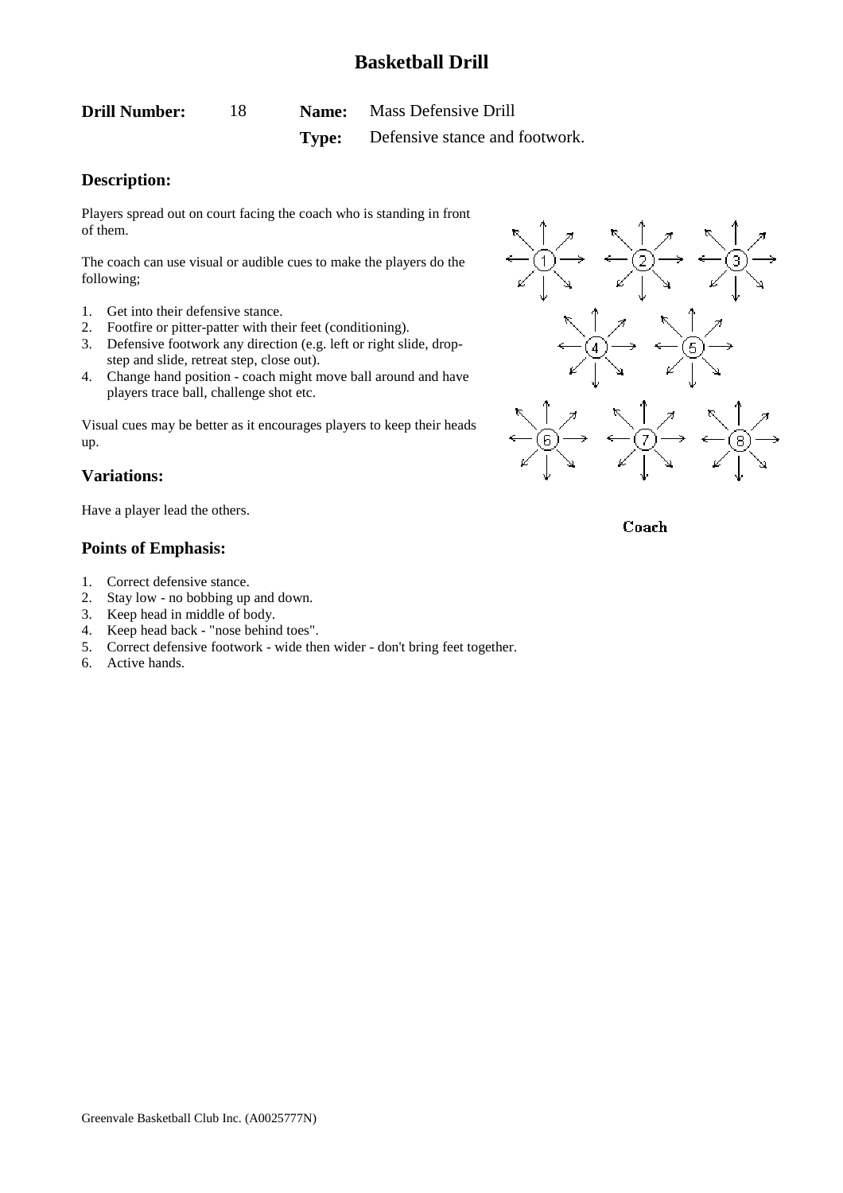# Basketball Drill

**Drill Number:** 18 **Name:** Mass Defensive Drill

**Type:** Defensive stance and footwork.

## Description:

Players spread out on court facing the coach who is standing in front of them.

The coach can use visual or audible cues to make the players do the following;

1. Get into their defensive stance.
2. Footfire or pitter-patter with their feet (conditioning).
3. Defensive footwork any direction (e.g. left or right slide, drop-step and slide, retreat step, close out).
4. Change hand position - coach might move ball around and have players trace ball, challenge shot etc.

Visual cues may be better as it encourages players to keep their heads up.

## Variations:

Have a player lead the others.

## Points of Emphasis:

1. Correct defensive stance.
2. Stay low - no bobbing up and down.
3. Keep head in middle of body.
4. Keep head back - "nose behind toes".
5. Correct defensive footwork - wide then wider - don't bring feet together.
6. Active hands.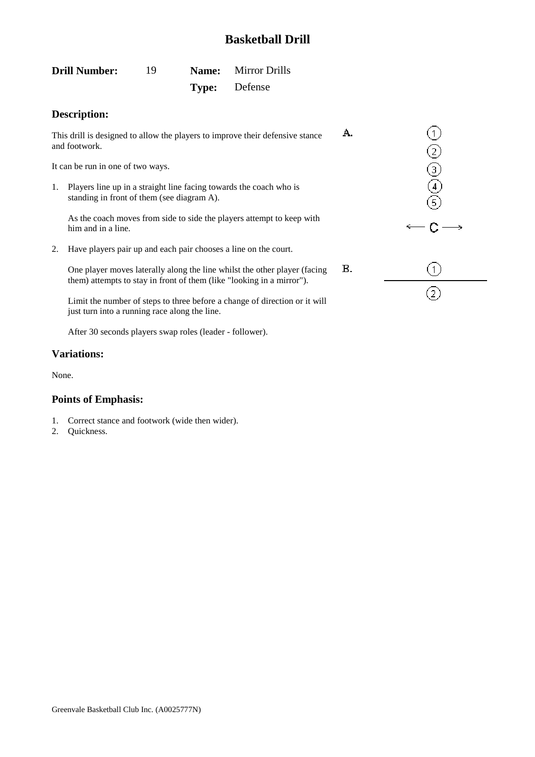# Basketball Drill

**Drill Number:** 19 **Name:** Mirror Drills

**Type:** Defense

## Description:

This drill is designed to allow the players to improve their defensive stance and footwork.

It can be run in one of two ways.

1. Players line up in a straight line facing towards the coach who is standing in front of them (see diagram A).

   As the coach moves from side to side the players attempt to keep with him and in a line.

2. Have players pair up and each pair chooses a line on the court.

   One player moves laterally along the line whilst the other player (facing them) attempts to stay in front of them (like "looking in a mirror").

   Limit the number of steps to three before a change of direction or it will just turn into a running race along the line.

   After 30 seconds players swap roles (leader - follower).

A.

①
②
③
④
⑤

← C →

B.

①
②

## Variations:

None.

## Points of Emphasis:

1. Correct stance and footwork (wide then wider).
2. Quickness.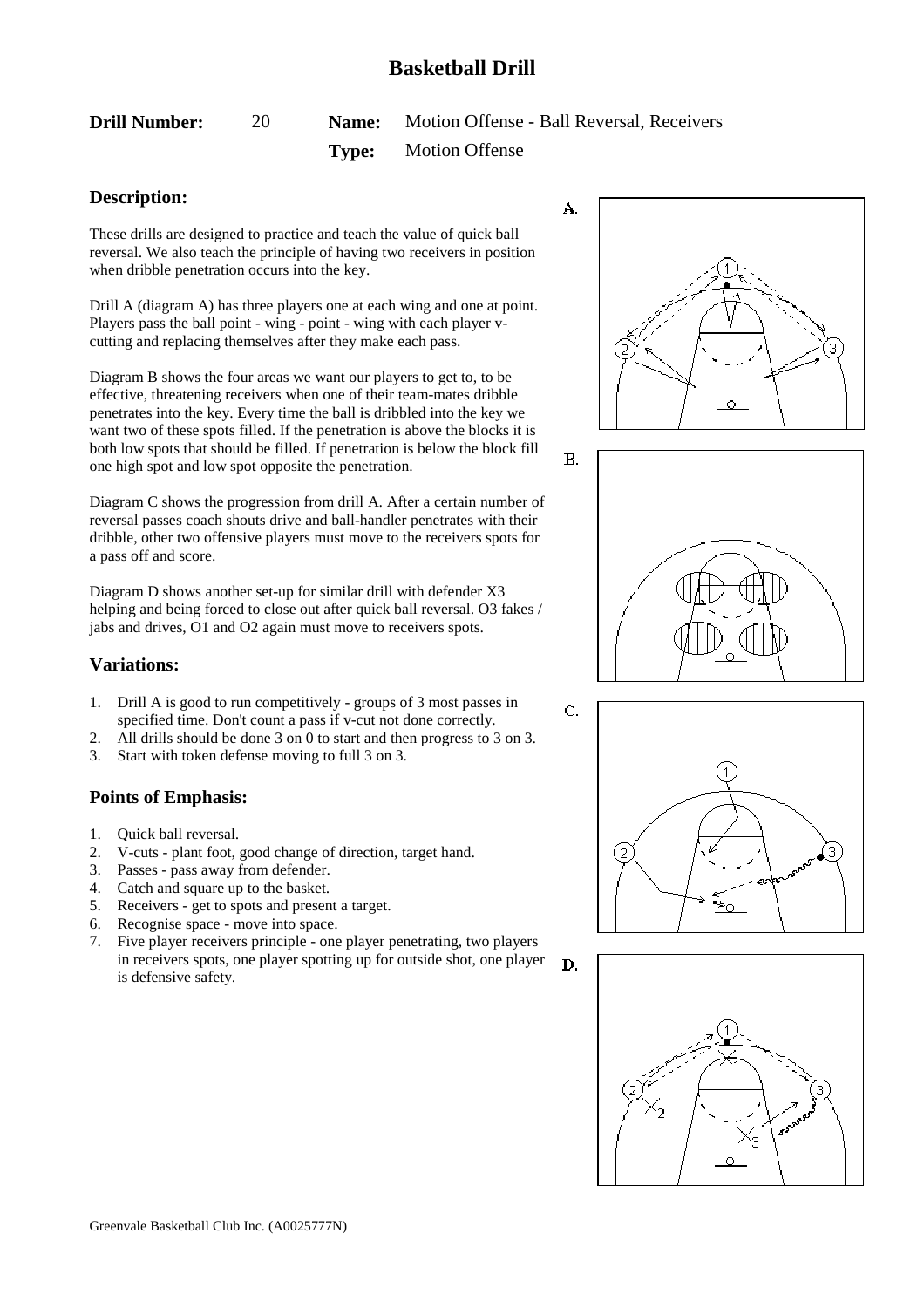# Basketball Drill

**Drill Number:** 20 **Name:** Motion Offense - Ball Reversal, Receivers

**Type:** Motion Offense

## Description:

These drills are designed to practice and teach the value of quick ball reversal. We also teach the principle of having two receivers in position when dribble penetration occurs into the key.

Drill A (diagram A) has three players one at each wing and one at point. Players pass the ball point - wing - point - wing with each player v-cutting and replacing themselves after they make each pass.

Diagram B shows the four areas we want our players to get to, to be effective, threatening receivers when one of their team-mates dribble penetrates into the key. Every time the ball is dribbled into the key we want two of these spots filled. If the penetration is above the blocks it is both low spots that should be filled. If penetration is below the block fill one high spot and low spot opposite the penetration.

Diagram C shows the progression from drill A. After a certain number of reversal passes coach shouts drive and ball-handler penetrates with their dribble, other two offensive players must move to the receivers spots for a pass off and score.

Diagram D shows another set-up for similar drill with defender X3 helping and being forced to close out after quick ball reversal. O3 fakes / jabs and drives, O1 and O2 again must move to receivers spots.

## Variations:

1. Drill A is good to run competitively - groups of 3 most passes in specified time. Don't count a pass if v-cut not done correctly.
2. All drills should be done 3 on 0 to start and then progress to 3 on 3.
3. Start with token defense moving to full 3 on 3.

## Points of Emphasis:

1. Quick ball reversal.
2. V-cuts - plant foot, good change of direction, target hand.
3. Passes - pass away from defender.
4. Catch and square up to the basket.
5. Receivers - get to spots and present a target.
6. Recognise space - move into space.
7. Five player receivers principle - one player penetrating, two players in receivers spots, one player spotting up for outside shot, one player is defensive safety.

A.

B.

C.

D.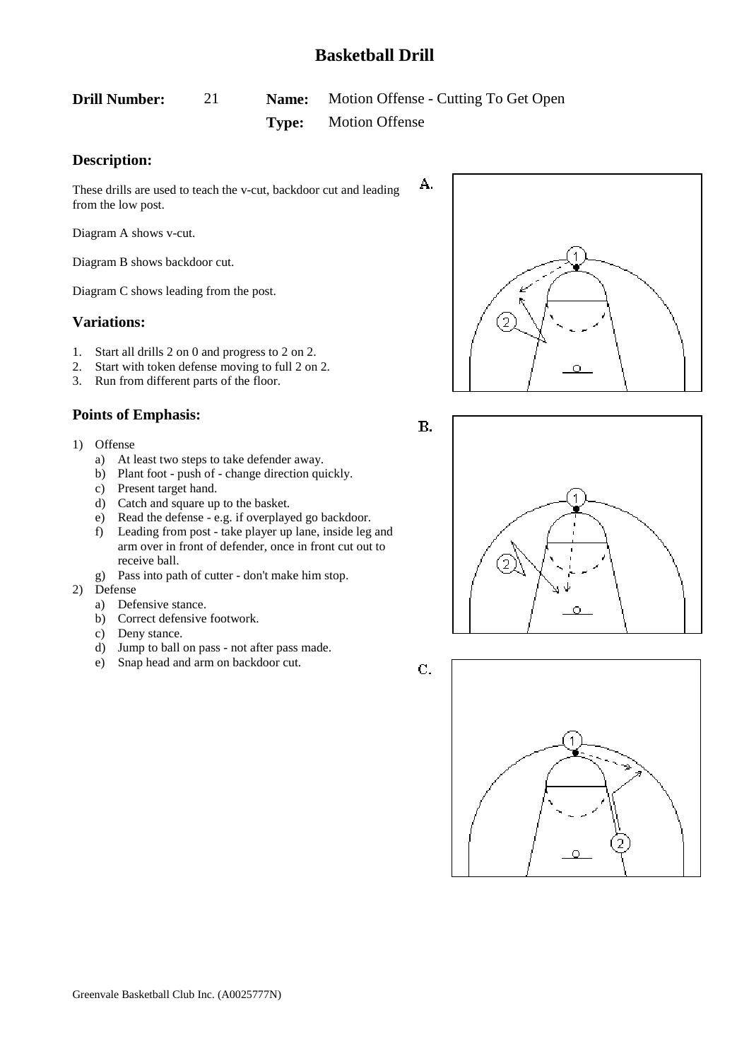# Basketball Drill

**Drill Number:** 21 **Name:** Motion Offense - Cutting To Get Open

**Type:** Motion Offense

## Description:

These drills are used to teach the v-cut, backdoor cut and leading from the low post.

Diagram A shows v-cut.

Diagram B shows backdoor cut.

Diagram C shows leading from the post.

## Variations:

1. Start all drills 2 on 0 and progress to 2 on 2.
2. Start with token defense moving to full 2 on 2.
3. Run from different parts of the floor.

## Points of Emphasis:

1) Offense
   a) At least two steps to take defender away.
   b) Plant foot - push of - change direction quickly.
   c) Present target hand.
   d) Catch and square up to the basket.
   e) Read the defense - e.g. if overplayed go backdoor.
   f) Leading from post - take player up lane, inside leg and arm over in front of defender, once in front cut out to receive ball.
   g) Pass into path of cutter - don't make him stop.
2) Defense
   a) Defensive stance.
   b) Correct defensive footwork.
   c) Deny stance.
   d) Jump to ball on pass - not after pass made.
   e) Snap head and arm on backdoor cut.

A.

B.

C.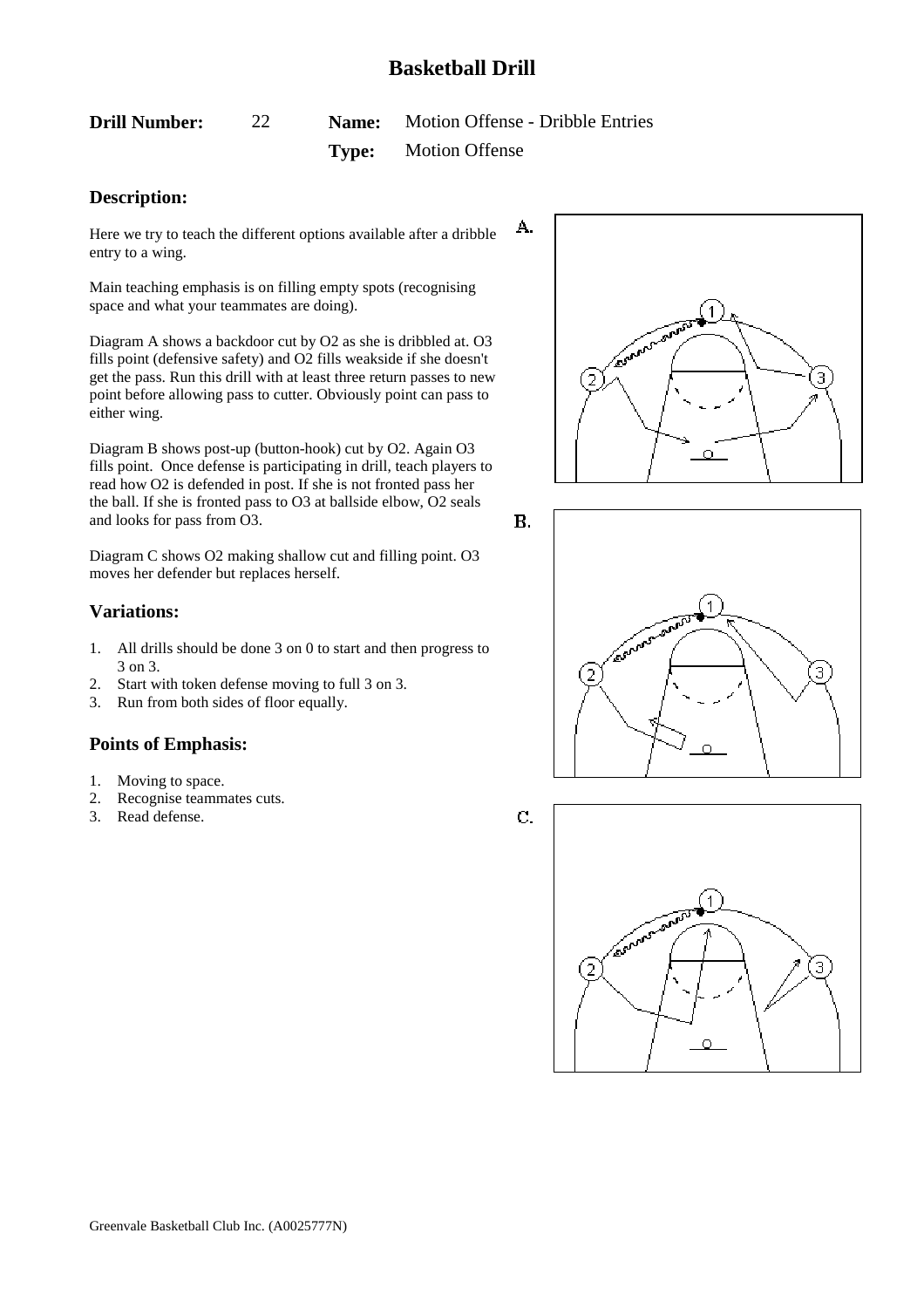# Basketball Drill

**Drill Number:** 22 **Name:** Motion Offense - Dribble Entries

**Type:** Motion Offense

## Description:

Here we try to teach the different options available after a dribble entry to a wing.

Main teaching emphasis is on filling empty spots (recognising space and what your teammates are doing).

Diagram A shows a backdoor cut by O2 as she is dribbled at. O3 fills point (defensive safety) and O2 fills weakside if she doesn't get the pass. Run this drill with at least three return passes to new point before allowing pass to cutter. Obviously point can pass to either wing.

Diagram B shows post-up (button-hook) cut by O2. Again O3 fills point. Once defense is participating in drill, teach players to read how O2 is defended in post. If she is not fronted pass her the ball. If she is fronted pass to O3 at ballside elbow, O2 seals and looks for pass from O3.

Diagram C shows O2 making shallow cut and filling point. O3 moves her defender but replaces herself.

A.

B.

C.

## Variations:

1. All drills should be done 3 on 0 to start and then progress to 3 on 3.
2. Start with token defense moving to full 3 on 3.
3. Run from both sides of floor equally.

## Points of Emphasis:

1. Moving to space.
2. Recognise teammates cuts.
3. Read defense.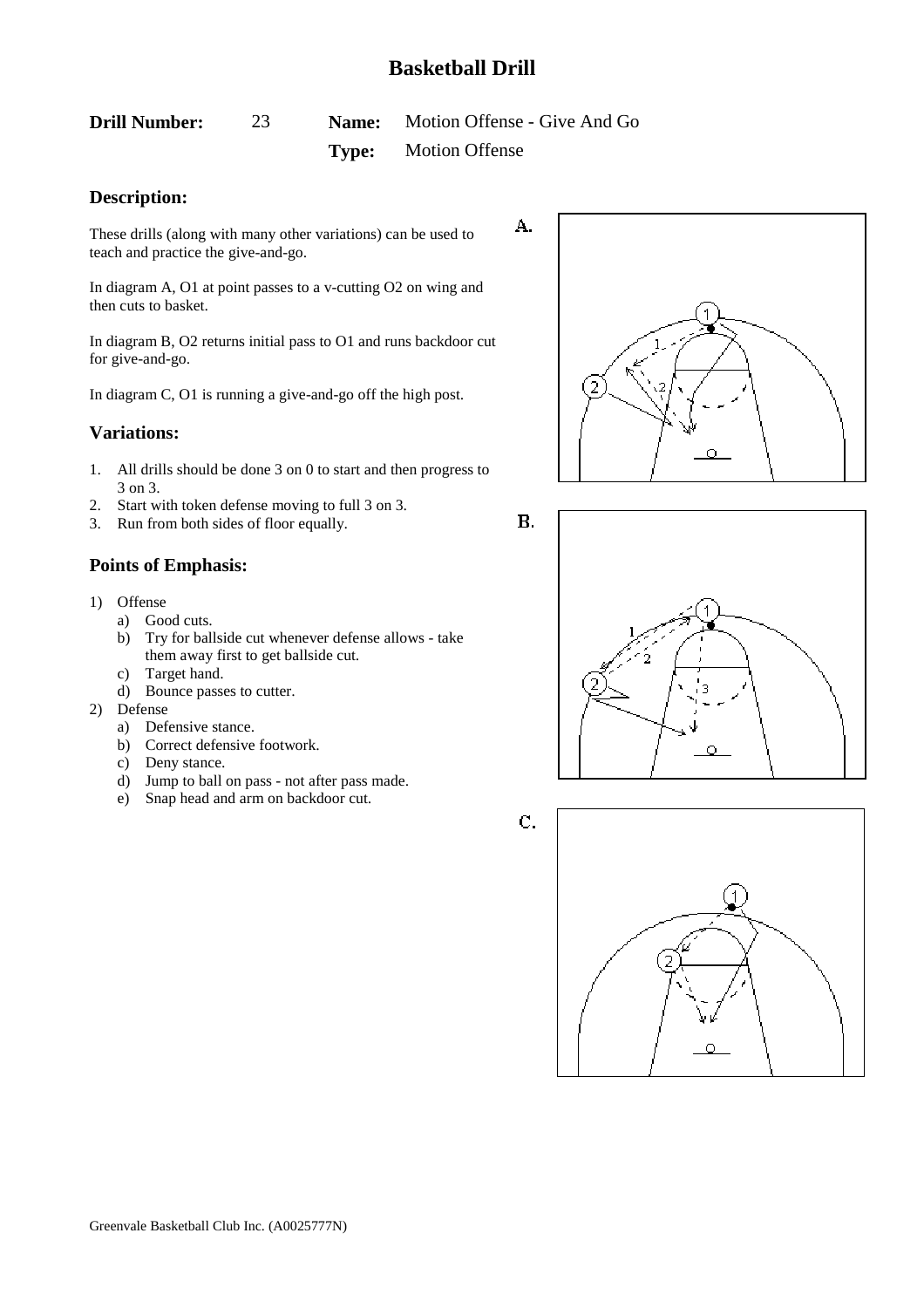# Basketball Drill

**Drill Number:** 23 **Name:** Motion Offense - Give And Go

**Type:** Motion Offense

## Description:

These drills (along with many other variations) can be used to teach and practice the give-and-go.

In diagram A, O1 at point passes to a v-cutting O2 on wing and then cuts to basket.

In diagram B, O2 returns initial pass to O1 and runs backdoor cut for give-and-go.

In diagram C, O1 is running a give-and-go off the high post.

## Variations:

1. All drills should be done 3 on 0 to start and then progress to 3 on 3.
2. Start with token defense moving to full 3 on 3.
3. Run from both sides of floor equally.

## Points of Emphasis:

1) Offense
   a) Good cuts.
   b) Try for ballside cut whenever defense allows - take them away first to get ballside cut.
   c) Target hand.
   d) Bounce passes to cutter.
2) Defense
   a) Defensive stance.
   b) Correct defensive footwork.
   c) Deny stance.
   d) Jump to ball on pass - not after pass made.
   e) Snap head and arm on backdoor cut.

A.

B.

C.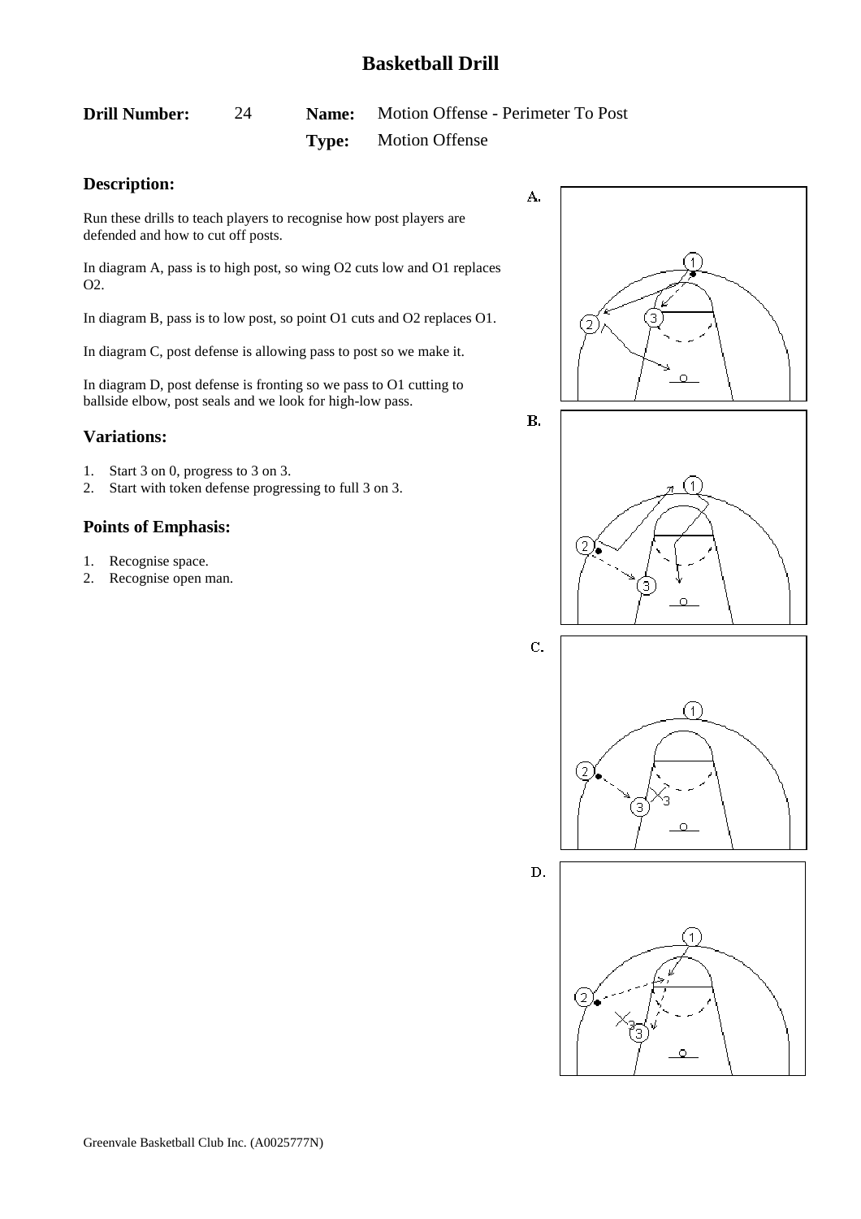# Basketball Drill

**Drill Number:** 24 **Name:** Motion Offense - Perimeter To Post

**Type:** Motion Offense

## Description:

Run these drills to teach players to recognise how post players are defended and how to cut off posts.

In diagram A, pass is to high post, so wing O2 cuts low and O1 replaces O2.

In diagram B, pass is to low post, so point O1 cuts and O2 replaces O1.

In diagram C, post defense is allowing pass to post so we make it.

In diagram D, post defense is fronting so we pass to O1 cutting to ballside elbow, post seals and we look for high-low pass.

## Variations:

1. Start 3 on 0, progress to 3 on 3.
2. Start with token defense progressing to full 3 on 3.

## Points of Emphasis:

1. Recognise space.
2. Recognise open man.

A.

B.

C.

D.

Greenvale Basketball Club Inc. (A0025777N)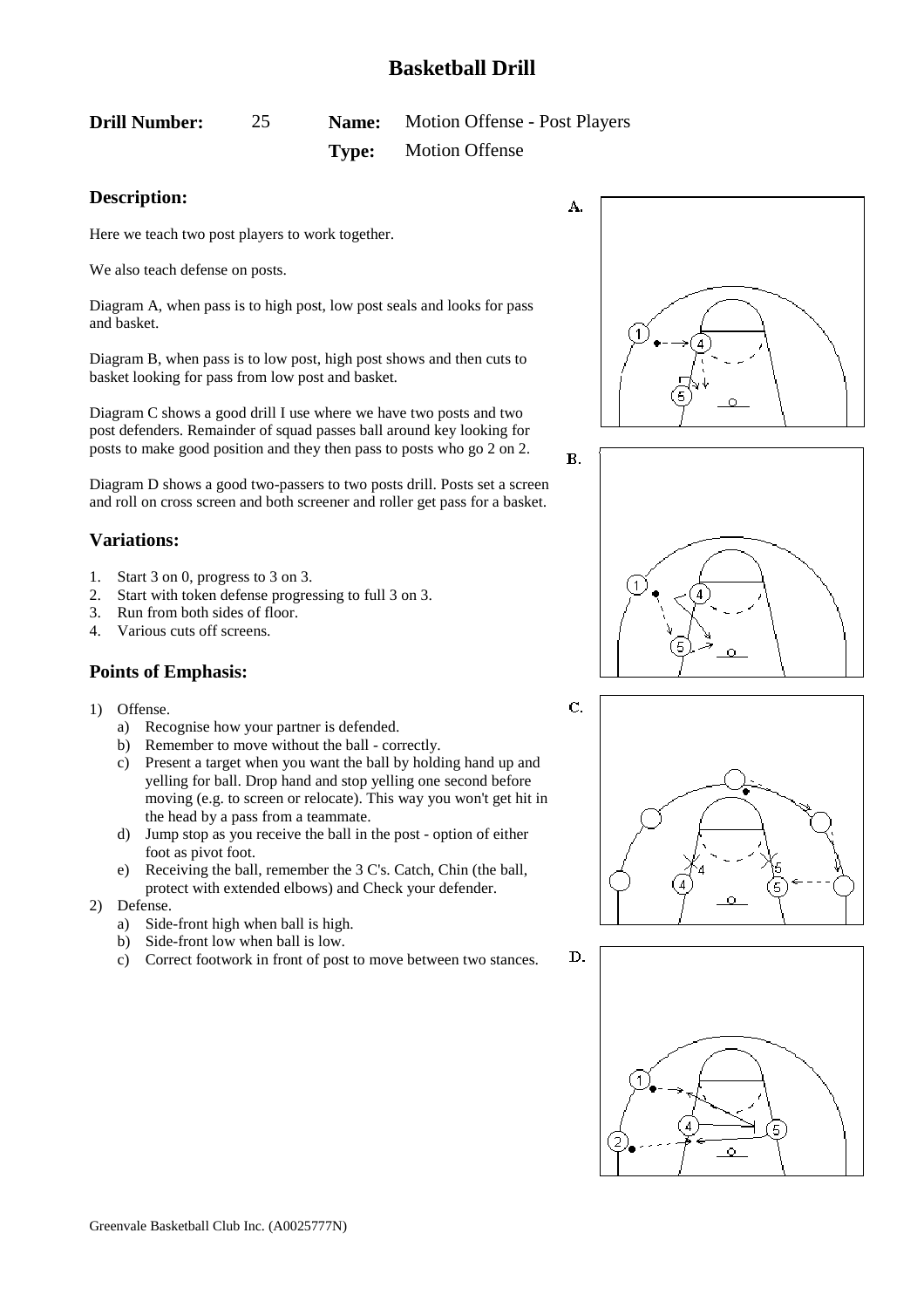# Basketball Drill

**Drill Number:** 25 **Name:** Motion Offense - Post Players

**Type:** Motion Offense

## Description:

Here we teach two post players to work together.

We also teach defense on posts.

Diagram A, when pass is to high post, low post seals and looks for pass and basket.

Diagram B, when pass is to low post, high post shows and then cuts to basket looking for pass from low post and basket.

Diagram C shows a good drill I use where we have two posts and two post defenders. Remainder of squad passes ball around key looking for posts to make good position and they then pass to posts who go 2 on 2.

Diagram D shows a good two-passers to two posts drill. Posts set a screen and roll on cross screen and both screener and roller get pass for a basket.

## Variations:

1. Start 3 on 0, progress to 3 on 3.
2. Start with token defense progressing to full 3 on 3.
3. Run from both sides of floor.
4. Various cuts off screens.

## Points of Emphasis:

1) Offense.
   a) Recognise how your partner is defended.
   b) Remember to move without the ball - correctly.
   c) Present a target when you want the ball by holding hand up and yelling for ball. Drop hand and stop yelling one second before moving (e.g. to screen or relocate). This way you won't get hit in the head by a pass from a teammate.
   d) Jump stop as you receive the ball in the post - option of either foot as pivot foot.
   e) Receiving the ball, remember the 3 C's. Catch, Chin (the ball, protect with extended elbows) and Check your defender.
2) Defense.
   a) Side-front high when ball is high.
   b) Side-front low when ball is low.
   c) Correct footwork in front of post to move between two stances.

A.

B.

C.

D.

Greenvale Basketball Club Inc. (A0025777N)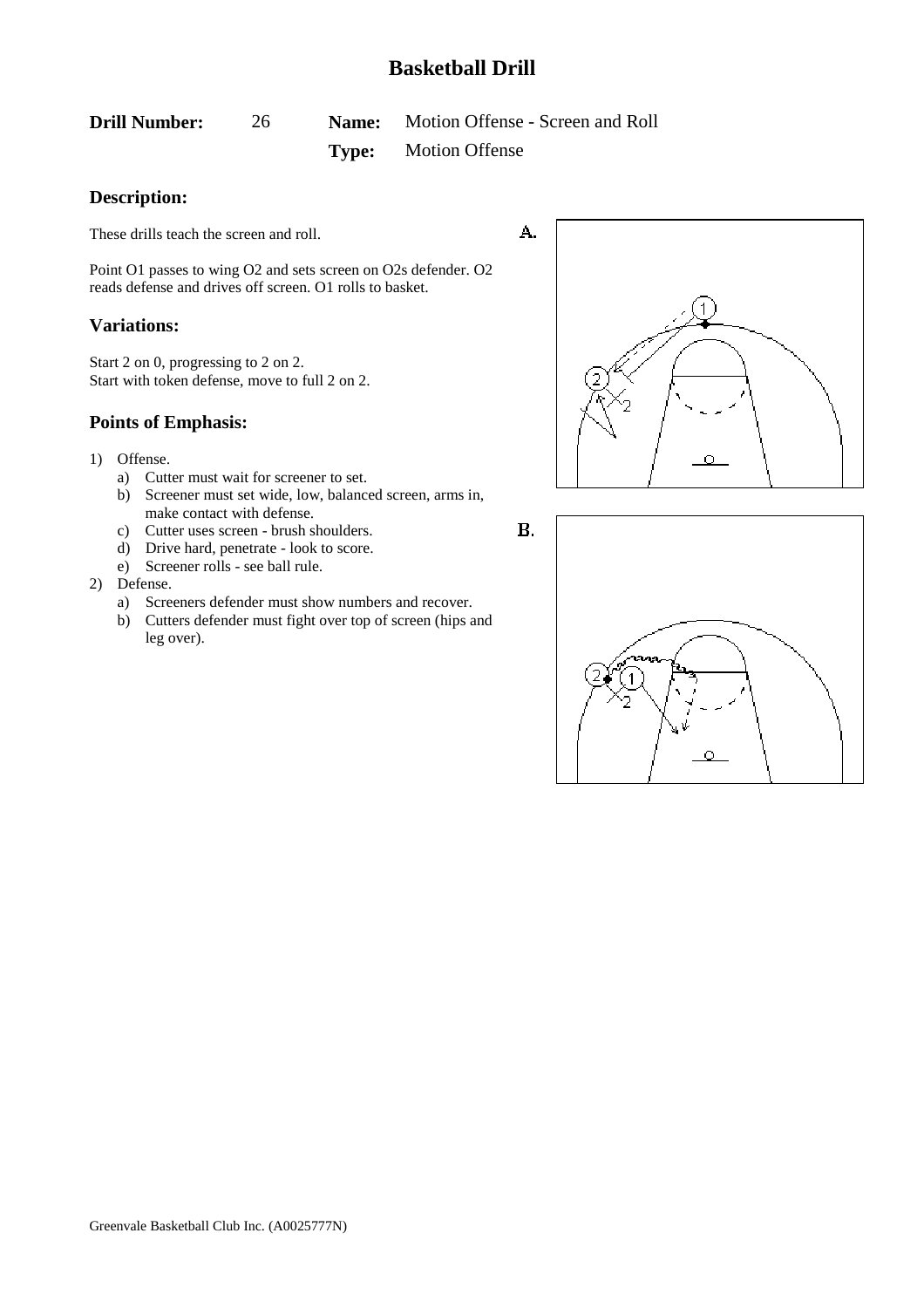# Basketball Drill

**Drill Number:** 26 **Name:** Motion Offense - Screen and Roll

**Type:** Motion Offense

## Description:

These drills teach the screen and roll.

Point O1 passes to wing O2 and sets screen on O2s defender. O2 reads defense and drives off screen. O1 rolls to basket.

## Variations:

Start 2 on 0, progressing to 2 on 2.
Start with token defense, move to full 2 on 2.

## Points of Emphasis:

1) Offense.
   a) Cutter must wait for screener to set.
   b) Screener must set wide, low, balanced screen, arms in, make contact with defense.
   c) Cutter uses screen - brush shoulders.
   d) Drive hard, penetrate - look to score.
   e) Screener rolls - see ball rule.
2) Defense.
   a) Screeners defender must show numbers and recover.
   b) Cutters defender must fight over top of screen (hips and leg over).

A.

B.

Greenvale Basketball Club Inc. (A0025777N)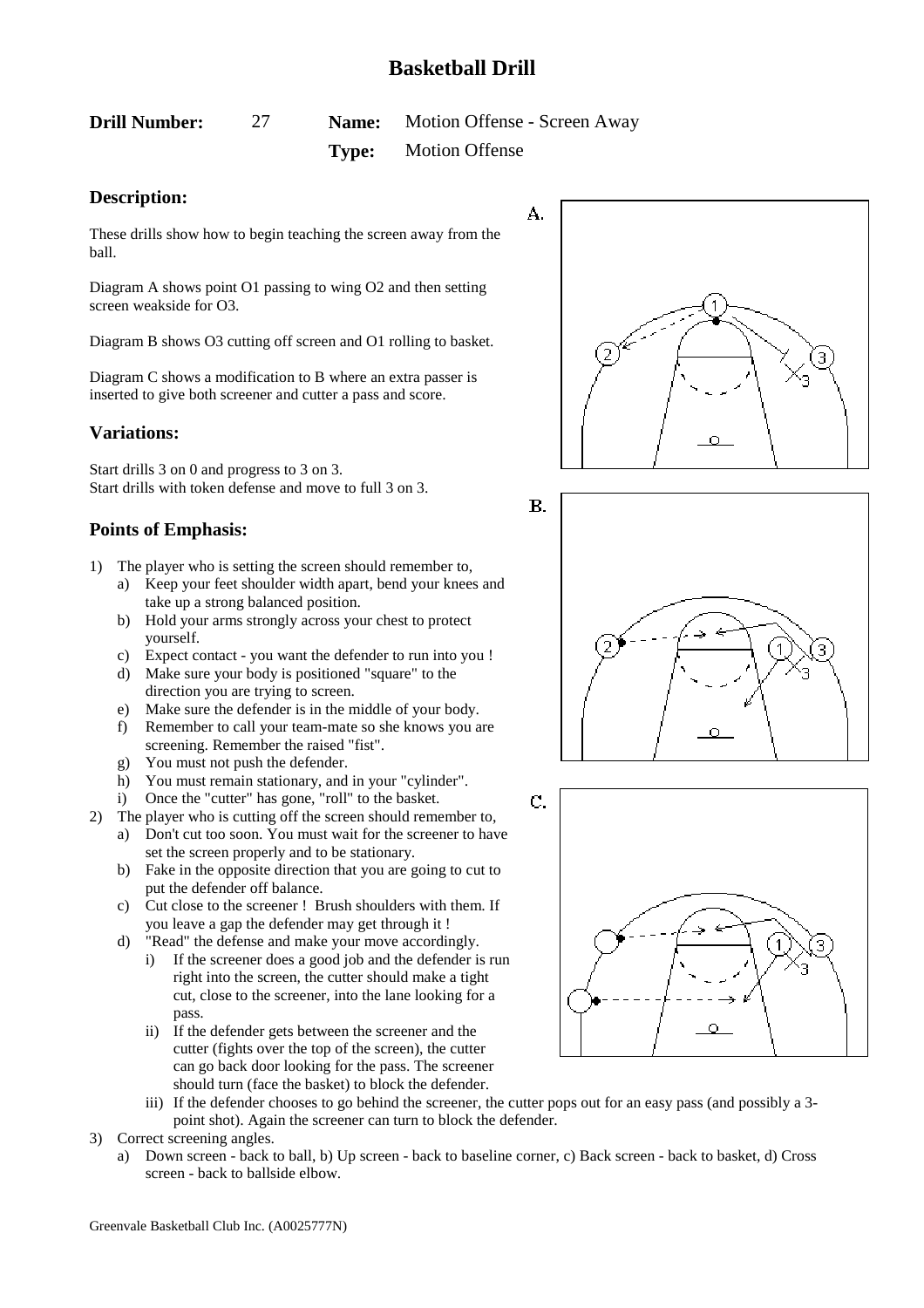# Basketball Drill

**Drill Number:** 27 **Name:** Motion Offense - Screen Away

**Type:** Motion Offense

## Description:

These drills show how to begin teaching the screen away from the ball.

Diagram A shows point O1 passing to wing O2 and then setting screen weakside for O3.

Diagram B shows O3 cutting off screen and O1 rolling to basket.

Diagram C shows a modification to B where an extra passer is inserted to give both screener and cutter a pass and score.

## Variations:

Start drills 3 on 0 and progress to 3 on 3.
Start drills with token defense and move to full 3 on 3.

## Points of Emphasis:

1) The player who is setting the screen should remember to,
   a) Keep your feet shoulder width apart, bend your knees and take up a strong balanced position.
   b) Hold your arms strongly across your chest to protect yourself.
   c) Expect contact - you want the defender to run into you !
   d) Make sure your body is positioned "square" to the direction you are trying to screen.
   e) Make sure the defender is in the middle of your body.
   f) Remember to call your team-mate so she knows you are screening. Remember the raised "fist".
   g) You must not push the defender.
   h) You must remain stationary, and in your "cylinder".
   i) Once the "cutter" has gone, "roll" to the basket.
2) The player who is cutting off the screen should remember to,
   a) Don't cut too soon. You must wait for the screener to have set the screen properly and to be stationary.
   b) Fake in the opposite direction that you are going to cut to put the defender off balance.
   c) Cut close to the screener ! Brush shoulders with them. If you leave a gap the defender may get through it !
   d) "Read" the defense and make your move accordingly.
      i) If the screener does a good job and the defender is run right into the screen, the cutter should make a tight cut, close to the screener, into the lane looking for a pass.
      ii) If the defender gets between the screener and the cutter (fights over the top of the screen), the cutter can go back door looking for the pass. The screener should turn (face the basket) to block the defender.
      iii) If the defender chooses to go behind the screener, the cutter pops out for an easy pass (and possibly a 3-point shot). Again the screener can turn to block the defender.
3) Correct screening angles.
   a) Down screen - back to ball, b) Up screen - back to baseline corner, c) Back screen - back to basket, d) Cross screen - back to ballside elbow.

Greenvale Basketball Club Inc. (A0025777N)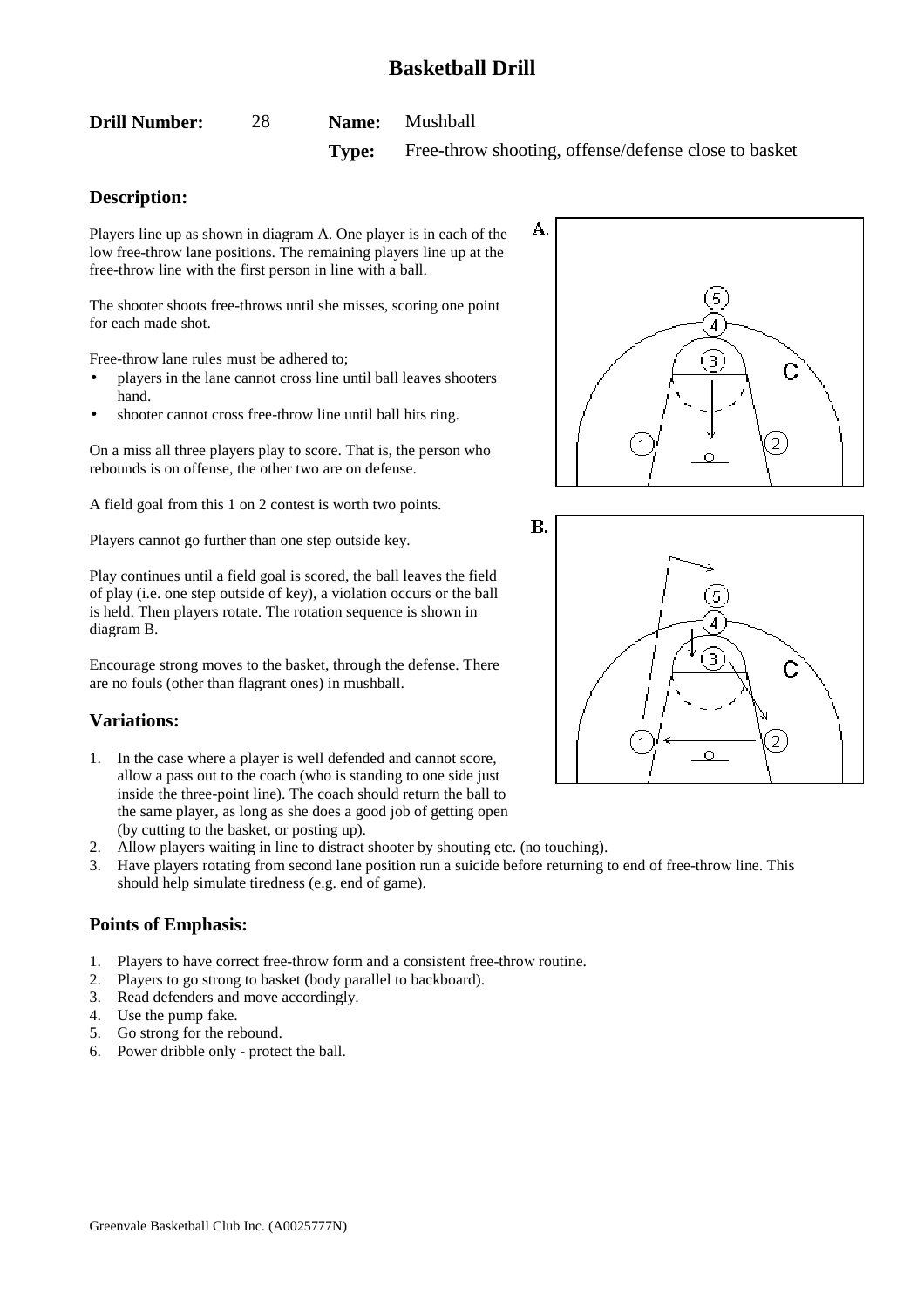# Basketball Drill

**Drill Number:** 28 **Name:** Mushball

**Type:** Free-throw shooting, offense/defense close to basket

## Description:

Players line up as shown in diagram A. One player is in each of the low free-throw lane positions. The remaining players line up at the free-throw line with the first person in line with a ball.

The shooter shoots free-throws until she misses, scoring one point for each made shot.

Free-throw lane rules must be adhered to;

- players in the lane cannot cross line until ball leaves shooters hand.
- shooter cannot cross free-throw line until ball hits ring.

On a miss all three players play to score. That is, the person who rebounds is on offense, the other two are on defense.

A field goal from this 1 on 2 contest is worth two points.

Players cannot go further than one step outside key.

Play continues until a field goal is scored, the ball leaves the field of play (i.e. one step outside of key), a violation occurs or the ball is held. Then players rotate. The rotation sequence is shown in diagram B.

Encourage strong moves to the basket, through the defense. There are no fouls (other than flagrant ones) in mushball.

## Variations:

1. In the case where a player is well defended and cannot score, allow a pass out to the coach (who is standing to one side just inside the three-point line). The coach should return the ball to the same player, as long as she does a good job of getting open (by cutting to the basket, or posting up).
2. Allow players waiting in line to distract shooter by shouting etc. (no touching).
3. Have players rotating from second lane position run a suicide before returning to end of free-throw line. This should help simulate tiredness (e.g. end of game).

## Points of Emphasis:

1. Players to have correct free-throw form and a consistent free-throw routine.
2. Players to go strong to basket (body parallel to backboard).
3. Read defenders and move accordingly.
4. Use the pump fake.
5. Go strong for the rebound.
6. Power dribble only - protect the ball.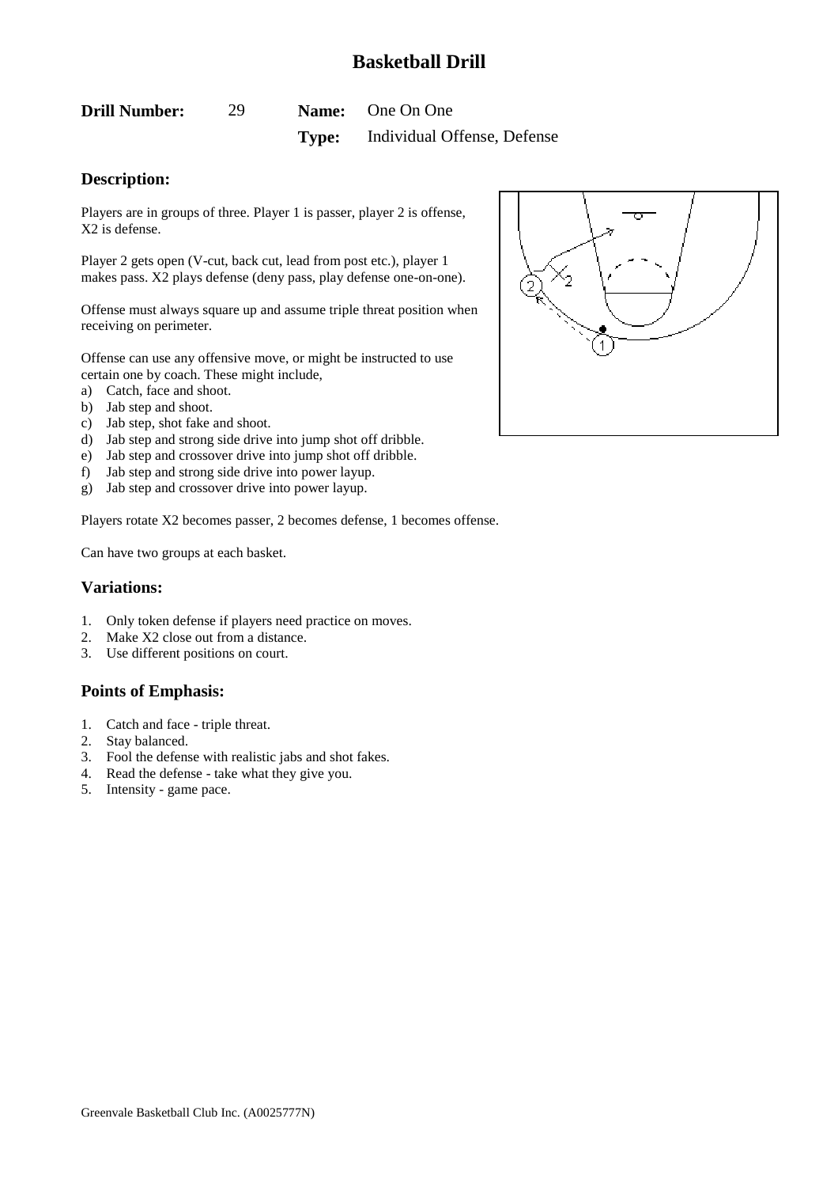# Basketball Drill

**Drill Number:** 29 **Name:** One On One

**Type:** Individual Offense, Defense

## Description:

Players are in groups of three. Player 1 is passer, player 2 is offense, X2 is defense.

Player 2 gets open (V-cut, back cut, lead from post etc.), player 1 makes pass. X2 plays defense (deny pass, play defense one-on-one).

Offense must always square up and assume triple threat position when receiving on perimeter.

Offense can use any offensive move, or might be instructed to use certain one by coach. These might include,

a) Catch, face and shoot.
b) Jab step and shoot.
c) Jab step, shot fake and shoot.
d) Jab step and strong side drive into jump shot off dribble.
e) Jab step and crossover drive into jump shot off dribble.
f) Jab step and strong side drive into power layup.
g) Jab step and crossover drive into power layup.

Players rotate X2 becomes passer, 2 becomes defense, 1 becomes offense.

Can have two groups at each basket.

## Variations:

1. Only token defense if players need practice on moves.
2. Make X2 close out from a distance.
3. Use different positions on court.

## Points of Emphasis:

1. Catch and face - triple threat.
2. Stay balanced.
3. Fool the defense with realistic jabs and shot fakes.
4. Read the defense - take what they give you.
5. Intensity - game pace.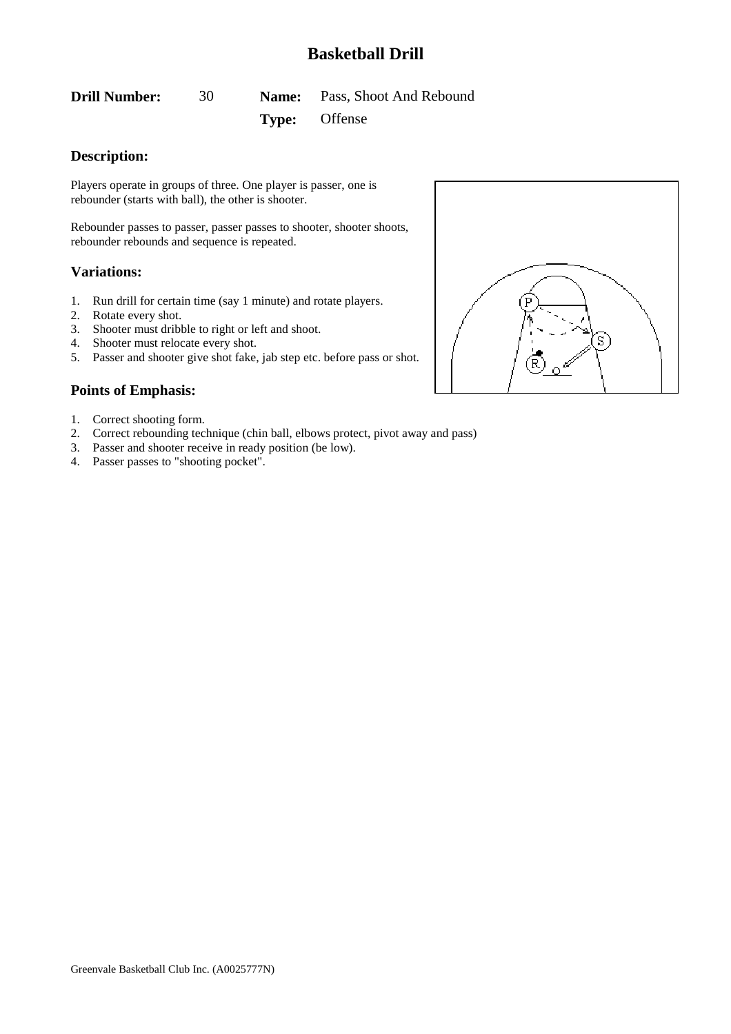# Basketball Drill

**Drill Number:** 30 **Name:** Pass, Shoot And Rebound

**Type:** Offense

## Description:

Players operate in groups of three. One player is passer, one is rebounder (starts with ball), the other is shooter.

Rebounder passes to passer, passer passes to shooter, shooter shoots, rebounder rebounds and sequence is repeated.

## Variations:

1. Run drill for certain time (say 1 minute) and rotate players.
2. Rotate every shot.
3. Shooter must dribble to right or left and shoot.
4. Shooter must relocate every shot.
5. Passer and shooter give shot fake, jab step etc. before pass or shot.

## Points of Emphasis:

1. Correct shooting form.
2. Correct rebounding technique (chin ball, elbows protect, pivot away and pass)
3. Passer and shooter receive in ready position (be low).
4. Passer passes to "shooting pocket".

Greenvale Basketball Club Inc. (A0025777N)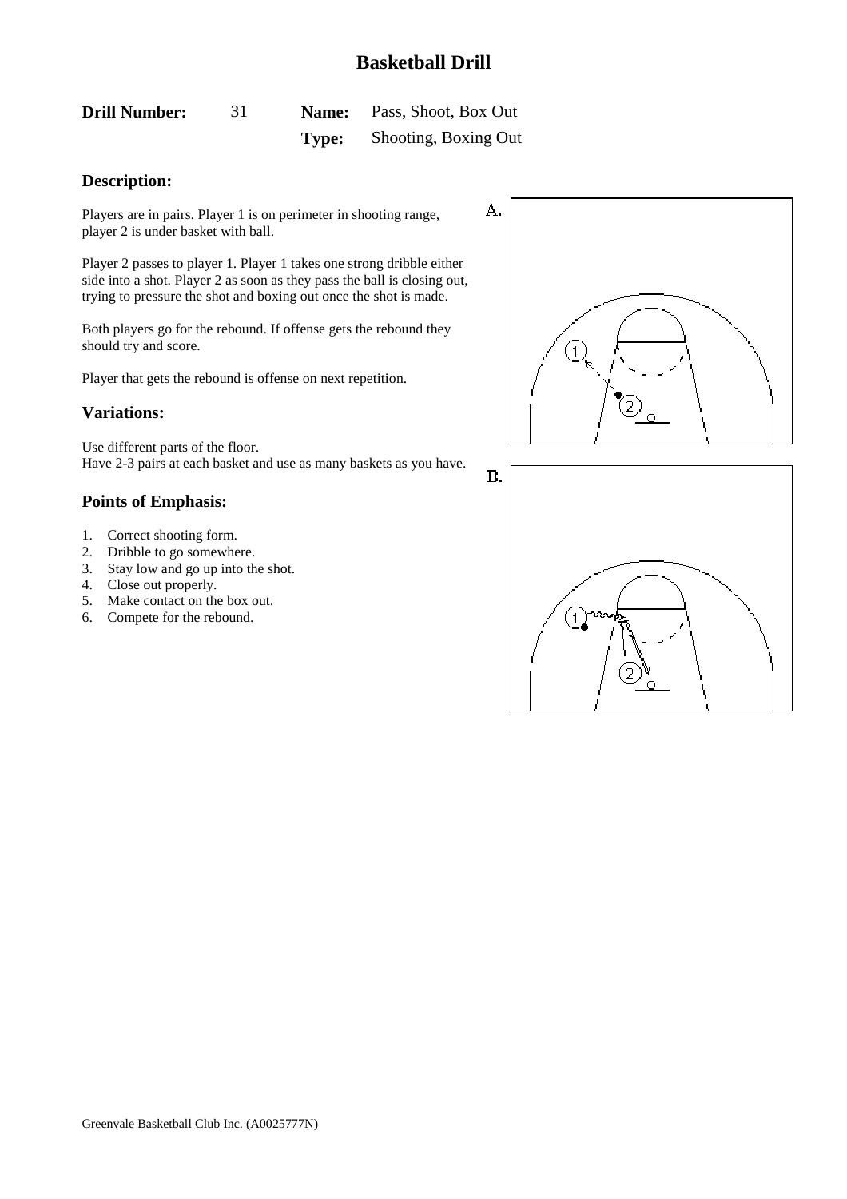# Basketball Drill

**Drill Number:** 31 **Name:** Pass, Shoot, Box Out

**Type:** Shooting, Boxing Out

## Description:

Players are in pairs. Player 1 is on perimeter in shooting range, player 2 is under basket with ball.

Player 2 passes to player 1. Player 1 takes one strong dribble either side into a shot. Player 2 as soon as they pass the ball is closing out, trying to pressure the shot and boxing out once the shot is made.

Both players go for the rebound. If offense gets the rebound they should try and score.

Player that gets the rebound is offense on next repetition.

## Variations:

Use different parts of the floor.
Have 2-3 pairs at each basket and use as many baskets as you have.

## Points of Emphasis:

1. Correct shooting form.
2. Dribble to go somewhere.
3. Stay low and go up into the shot.
4. Close out properly.
5. Make contact on the box out.
6. Compete for the rebound.

A.

B.

Greenvale Basketball Club Inc. (A0025777N)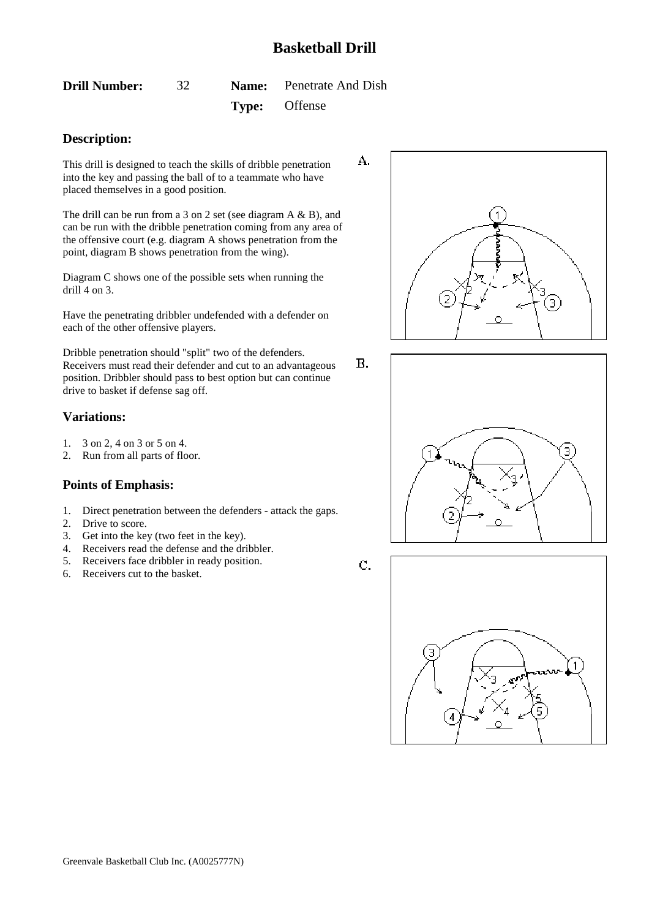# Basketball Drill

**Drill Number:** 32 **Name:** Penetrate And Dish

**Type:** Offense

## Description:

This drill is designed to teach the skills of dribble penetration into the key and passing the ball of to a teammate who have placed themselves in a good position.

The drill can be run from a 3 on 2 set (see diagram A & B), and can be run with the dribble penetration coming from any area of the offensive court (e.g. diagram A shows penetration from the point, diagram B shows penetration from the wing).

Diagram C shows one of the possible sets when running the drill 4 on 3.

Have the penetrating dribbler undefended with a defender on each of the other offensive players.

Dribble penetration should "split" two of the defenders. Receivers must read their defender and cut to an advantageous position. Dribbler should pass to best option but can continue drive to basket if defense sag off.

## Variations:

1. 3 on 2, 4 on 3 or 5 on 4.
2. Run from all parts of floor.

## Points of Emphasis:

1. Direct penetration between the defenders - attack the gaps.
2. Drive to score.
3. Get into the key (two feet in the key).
4. Receivers read the defense and the dribbler.
5. Receivers face dribbler in ready position.
6. Receivers cut to the basket.

A.

B.

C.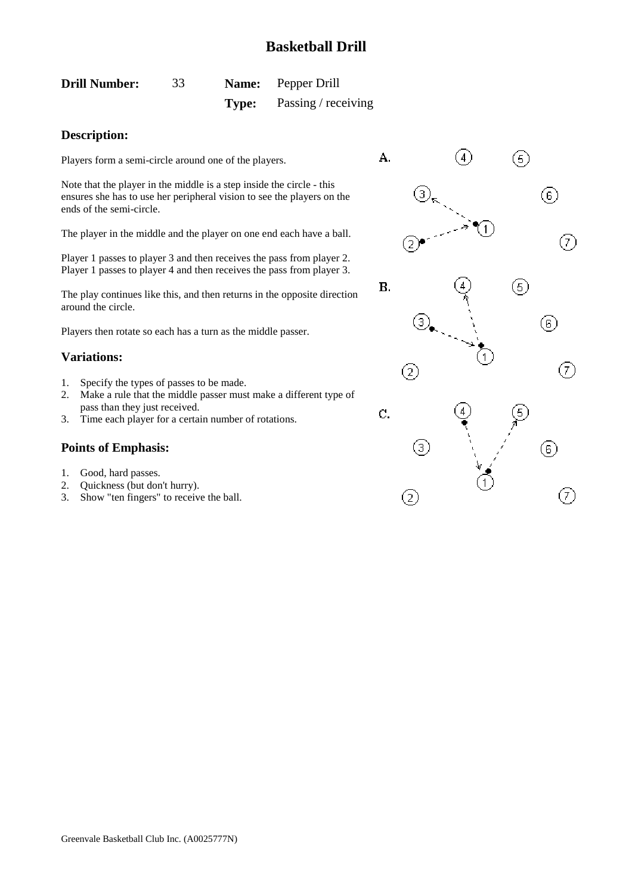# Basketball Drill

**Drill Number:** 33 **Name:** Pepper Drill
**Type:** Passing / receiving

## Description:

Players form a semi-circle around one of the players.

Note that the player in the middle is a step inside the circle - this ensures she has to use her peripheral vision to see the players on the ends of the semi-circle.

The player in the middle and the player on one end each have a ball.

Player 1 passes to player 3 and then receives the pass from player 2.
Player 1 passes to player 4 and then receives the pass from player 3.

The play continues like this, and then returns in the opposite direction around the circle.

Players then rotate so each has a turn as the middle passer.

## Variations:

1. Specify the types of passes to be made.
2. Make a rule that the middle passer must make a different type of pass than they just received.
3. Time each player for a certain number of rotations.

## Points of Emphasis:

1. Good, hard passes.
2. Quickness (but don't hurry).
3. Show "ten fingers" to receive the ball.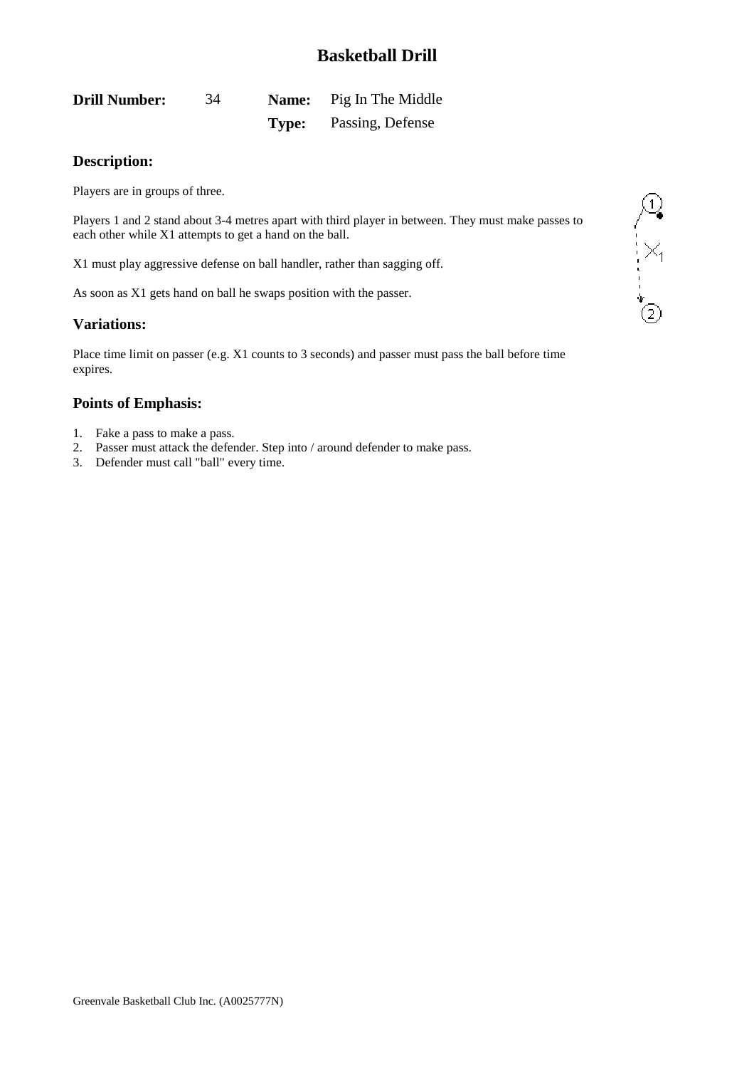# Basketball Drill

| **Drill Number:** | 34 | **Name:** | Pig In The Middle |
| --- | --- | --- | --- |
| | | **Type:** | Passing, Defense |

## Description:

Players are in groups of three.

Players 1 and 2 stand about 3-4 metres apart with third player in between. They must make passes to each other while X1 attempts to get a hand on the ball.

X1 must play aggressive defense on ball handler, rather than sagging off.

As soon as X1 gets hand on ball he swaps position with the passer.

## Variations:

Place time limit on passer (e.g. X1 counts to 3 seconds) and passer must pass the ball before time expires.

## Points of Emphasis:

1. Fake a pass to make a pass.
2. Passer must attack the defender. Step into / around defender to make pass.
3. Defender must call "ball" every time.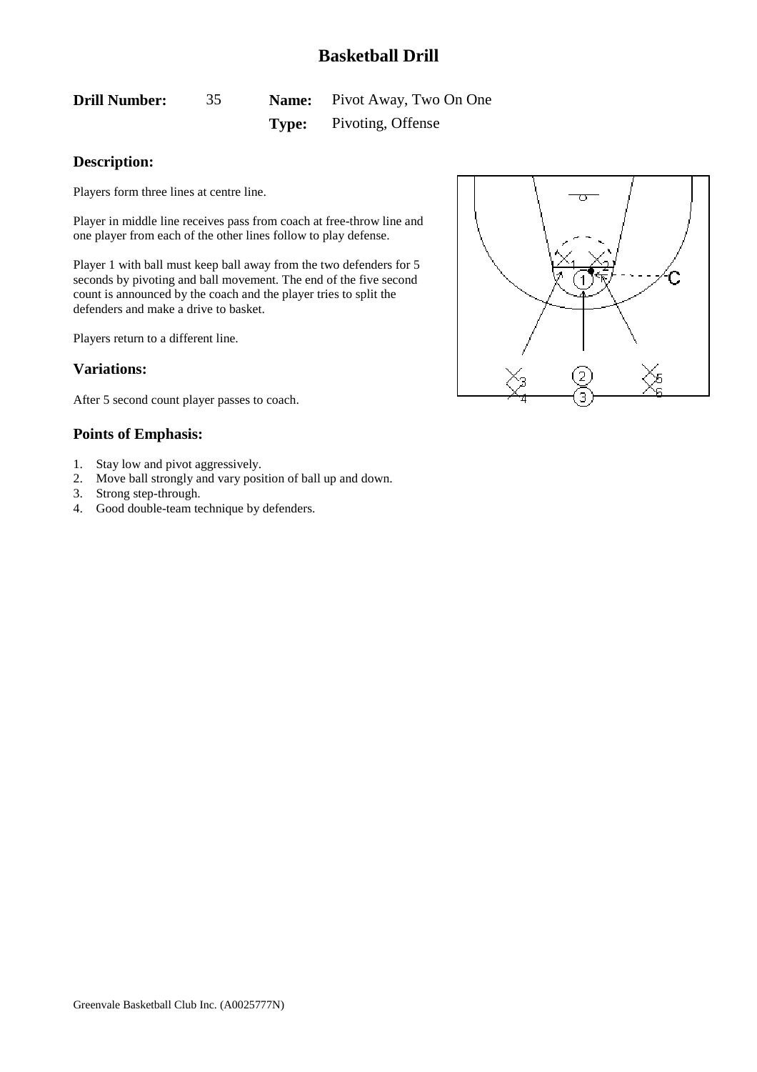# Basketball Drill

**Drill Number:** 35 **Name:** Pivot Away, Two On One

**Type:** Pivoting, Offense

## Description:

Players form three lines at centre line.

Player in middle line receives pass from coach at free-throw line and one player from each of the other lines follow to play defense.

Player 1 with ball must keep ball away from the two defenders for 5 seconds by pivoting and ball movement. The end of the five second count is announced by the coach and the player tries to split the defenders and make a drive to basket.

Players return to a different line.

## Variations:

After 5 second count player passes to coach.

## Points of Emphasis:

1. Stay low and pivot aggressively.
2. Move ball strongly and vary position of ball up and down.
3. Strong step-through.
4. Good double-team technique by defenders.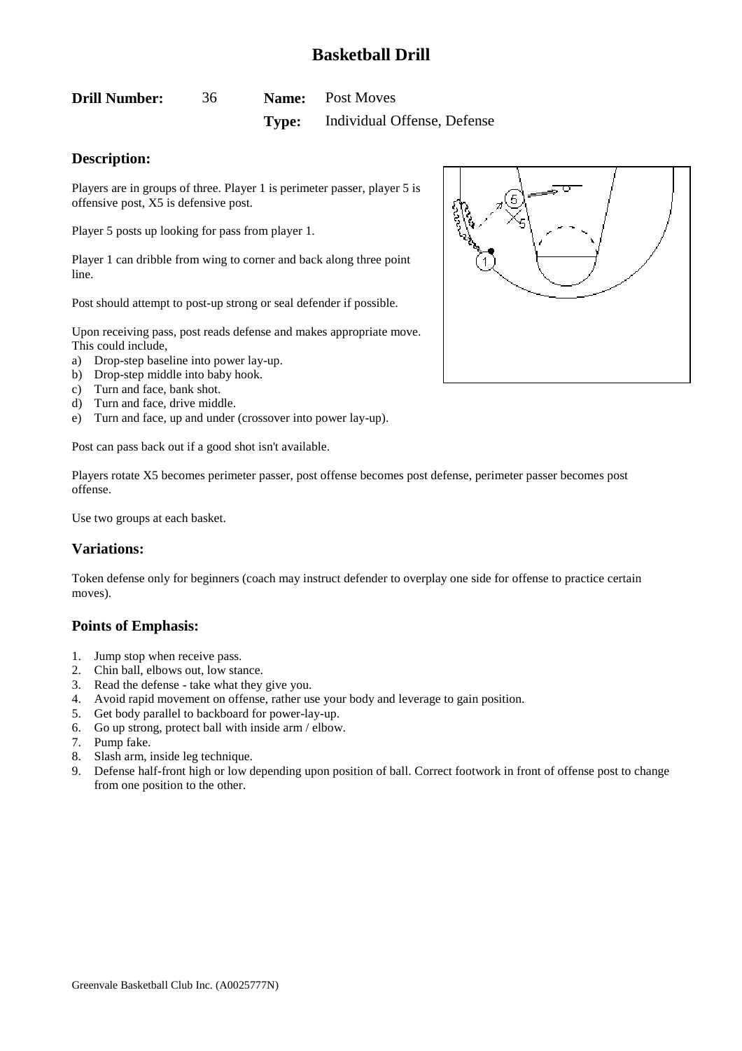# Basketball Drill

**Drill Number:** 36 **Name:** Post Moves

**Type:** Individual Offense, Defense

## Description:

Players are in groups of three. Player 1 is perimeter passer, player 5 is offensive post, X5 is defensive post.

Player 5 posts up looking for pass from player 1.

Player 1 can dribble from wing to corner and back along three point line.

Post should attempt to post-up strong or seal defender if possible.

Upon receiving pass, post reads defense and makes appropriate move. This could include,

a) Drop-step baseline into power lay-up.
b) Drop-step middle into baby hook.
c) Turn and face, bank shot.
d) Turn and face, drive middle.
e) Turn and face, up and under (crossover into power lay-up).

Post can pass back out if a good shot isn't available.

Players rotate X5 becomes perimeter passer, post offense becomes post defense, perimeter passer becomes post offense.

Use two groups at each basket.

## Variations:

Token defense only for beginners (coach may instruct defender to overplay one side for offense to practice certain moves).

## Points of Emphasis:

1. Jump stop when receive pass.
2. Chin ball, elbows out, low stance.
3. Read the defense - take what they give you.
4. Avoid rapid movement on offense, rather use your body and leverage to gain position.
5. Get body parallel to backboard for power-lay-up.
6. Go up strong, protect ball with inside arm / elbow.
7. Pump fake.
8. Slash arm, inside leg technique.
9. Defense half-front high or low depending upon position of ball. Correct footwork in front of offense post to change from one position to the other.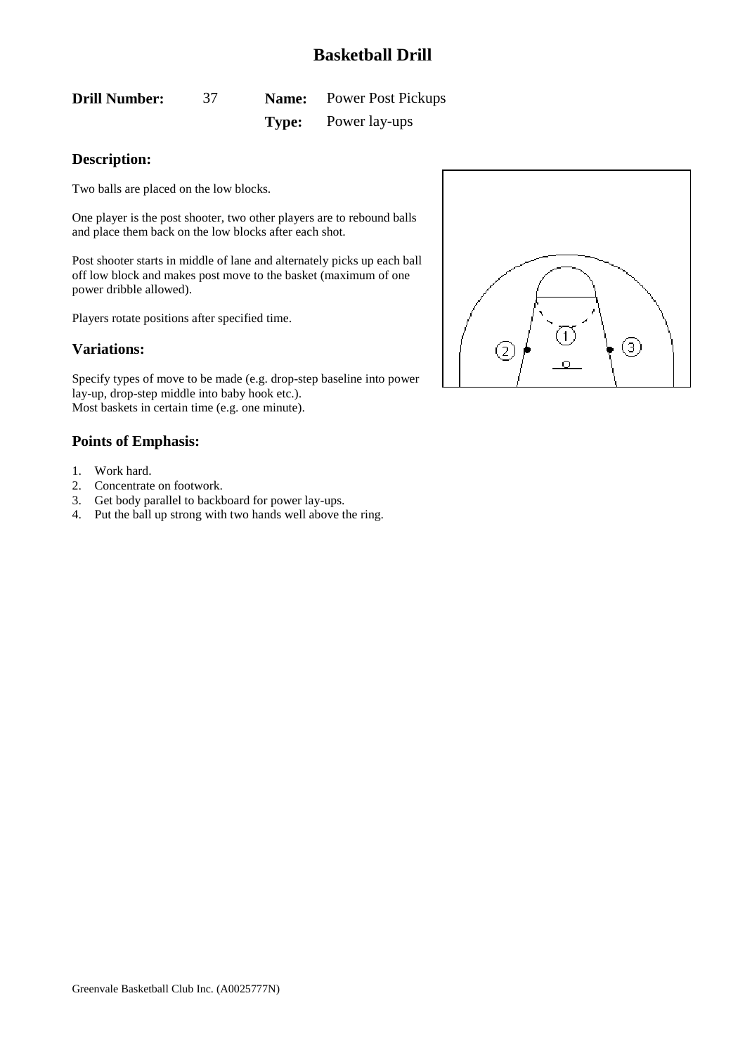# Basketball Drill

**Drill Number:** 37 **Name:** Power Post Pickups

**Type:** Power lay-ups

## Description:

Two balls are placed on the low blocks.

One player is the post shooter, two other players are to rebound balls and place them back on the low blocks after each shot.

Post shooter starts in middle of lane and alternately picks up each ball off low block and makes post move to the basket (maximum of one power dribble allowed).

Players rotate positions after specified time.

## Variations:

Specify types of move to be made (e.g. drop-step baseline into power lay-up, drop-step middle into baby hook etc.).
Most baskets in certain time (e.g. one minute).

## Points of Emphasis:

1. Work hard.
2. Concentrate on footwork.
3. Get body parallel to backboard for power lay-ups.
4. Put the ball up strong with two hands well above the ring.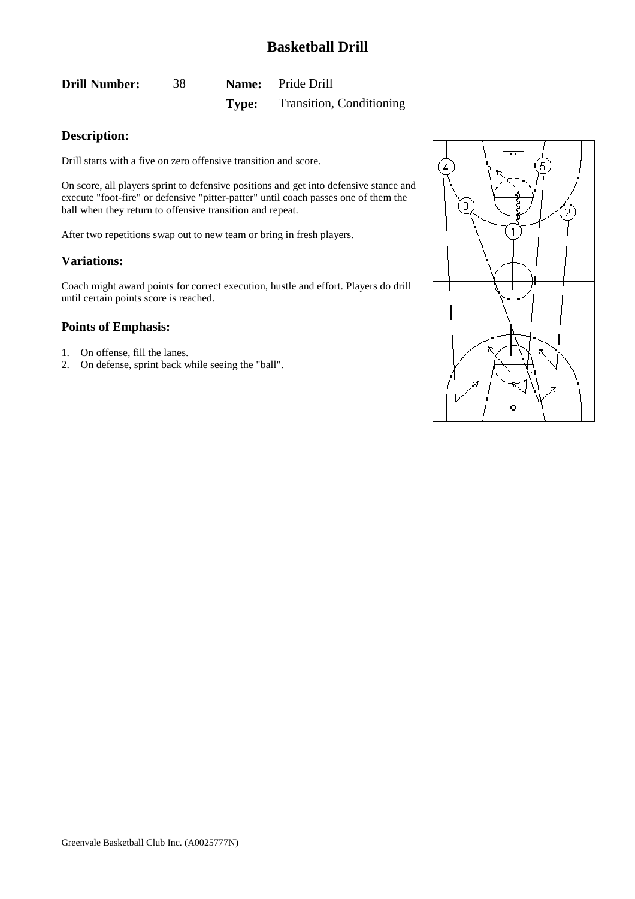# Basketball Drill

**Drill Number:** 38 **Name:** Pride Drill

**Type:** Transition, Conditioning

## Description:

Drill starts with a five on zero offensive transition and score.

On score, all players sprint to defensive positions and get into defensive stance and execute "foot-fire" or defensive "pitter-patter" until coach passes one of them the ball when they return to offensive transition and repeat.

After two repetitions swap out to new team or bring in fresh players.

## Variations:

Coach might award points for correct execution, hustle and effort. Players do drill until certain points score is reached.

## Points of Emphasis:

1. On offense, fill the lanes.
2. On defense, sprint back while seeing the "ball".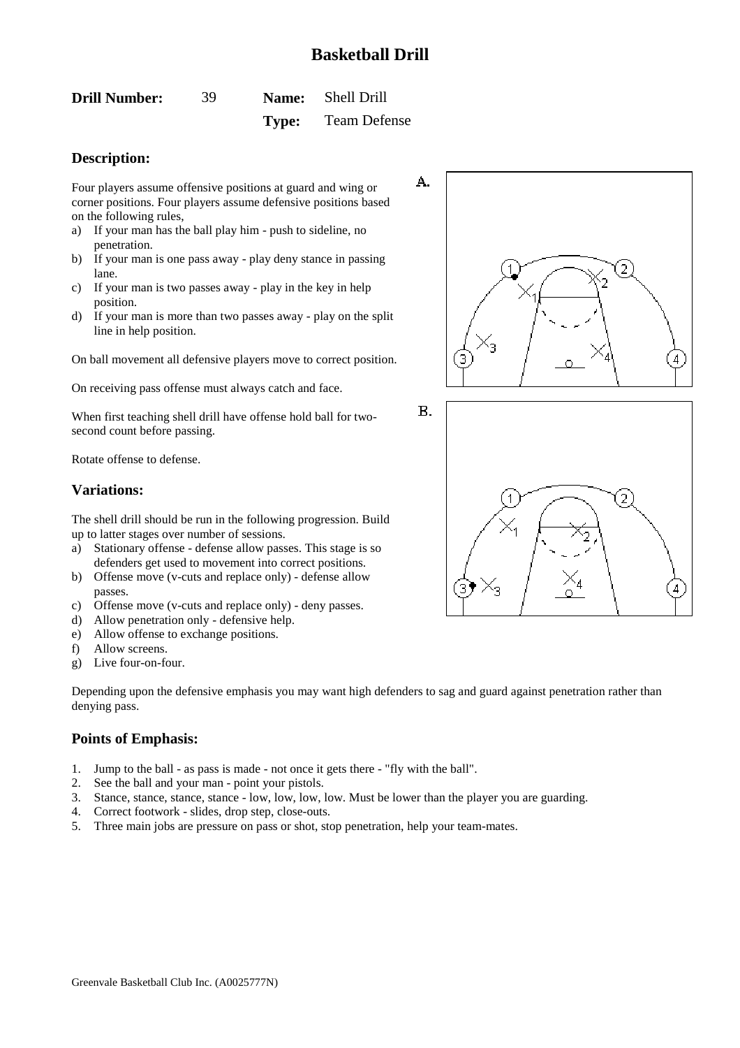# Basketball Drill

**Drill Number:** 39 **Name:** Shell Drill
**Type:** Team Defense

## Description:

Four players assume offensive positions at guard and wing or corner positions. Four players assume defensive positions based on the following rules,

a) If your man has the ball play him - push to sideline, no penetration.
b) If your man is one pass away - play deny stance in passing lane.
c) If your man is two passes away - play in the key in help position.
d) If your man is more than two passes away - play on the split line in help position.

On ball movement all defensive players move to correct position.

On receiving pass offense must always catch and face.

When first teaching shell drill have offense hold ball for two-second count before passing.

Rotate offense to defense.

## Variations:

The shell drill should be run in the following progression. Build up to latter stages over number of sessions.

a) Stationary offense - defense allow passes. This stage is so defenders get used to movement into correct positions.
b) Offense move (v-cuts and replace only) - defense allow passes.
c) Offense move (v-cuts and replace only) - deny passes.
d) Allow penetration only - defensive help.
e) Allow offense to exchange positions.
f) Allow screens.
g) Live four-on-four.

Depending upon the defensive emphasis you may want high defenders to sag and guard against penetration rather than denying pass.

## Points of Emphasis:

1. Jump to the ball - as pass is made - not once it gets there - "fly with the ball".
2. See the ball and your man - point your pistols.
3. Stance, stance, stance, stance - low, low, low, low. Must be lower than the player you are guarding.
4. Correct footwork - slides, drop step, close-outs.
5. Three main jobs are pressure on pass or shot, stop penetration, help your team-mates.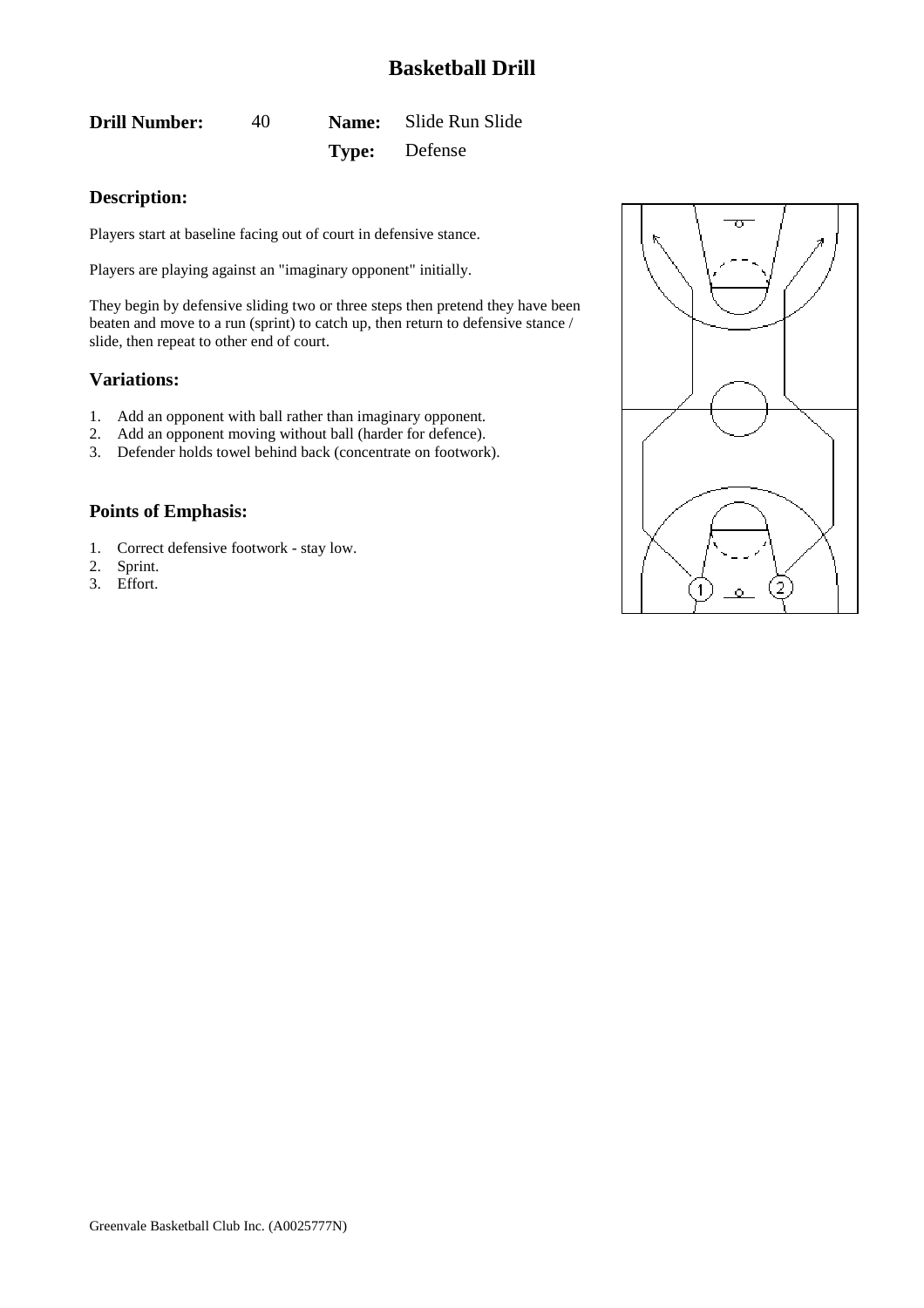# Basketball Drill

**Drill Number:** 40 **Name:** Slide Run Slide

**Type:** Defense

## Description:

Players start at baseline facing out of court in defensive stance.

Players are playing against an "imaginary opponent" initially.

They begin by defensive sliding two or three steps then pretend they have been beaten and move to a run (sprint) to catch up, then return to defensive stance / slide, then repeat to other end of court.

## Variations:

1. Add an opponent with ball rather than imaginary opponent.
2. Add an opponent moving without ball (harder for defence).
3. Defender holds towel behind back (concentrate on footwork).

## Points of Emphasis:

1. Correct defensive footwork - stay low.
2. Sprint.
3. Effort.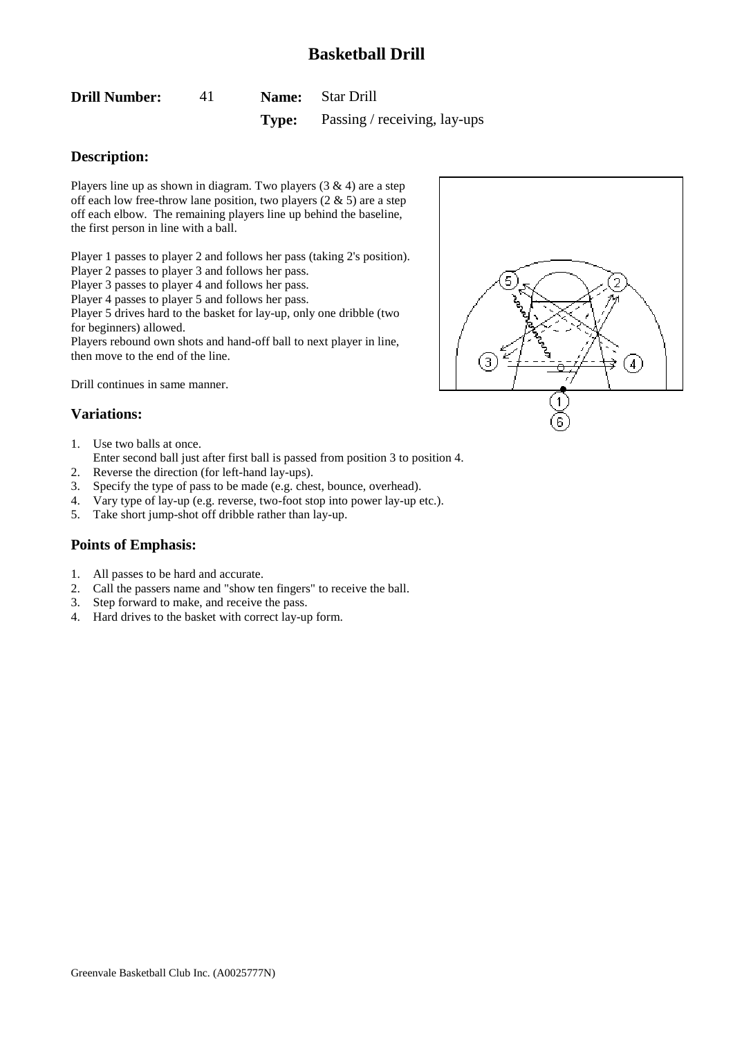# Basketball Drill

**Drill Number:** 41 **Name:** Star Drill

**Type:** Passing / receiving, lay-ups

## Description:

Players line up as shown in diagram. Two players (3 & 4) are a step off each low free-throw lane position, two players (2 & 5) are a step off each elbow. The remaining players line up behind the baseline, the first person in line with a ball.

Player 1 passes to player 2 and follows her pass (taking 2's position).
Player 2 passes to player 3 and follows her pass.
Player 3 passes to player 4 and follows her pass.
Player 4 passes to player 5 and follows her pass.
Player 5 drives hard to the basket for lay-up, only one dribble (two for beginners) allowed.
Players rebound own shots and hand-off ball to next player in line, then move to the end of the line.

Drill continues in same manner.

## Variations:

1. Use two balls at once.
   Enter second ball just after first ball is passed from position 3 to position 4.
2. Reverse the direction (for left-hand lay-ups).
3. Specify the type of pass to be made (e.g. chest, bounce, overhead).
4. Vary type of lay-up (e.g. reverse, two-foot stop into power lay-up etc.).
5. Take short jump-shot off dribble rather than lay-up.

## Points of Emphasis:

1. All passes to be hard and accurate.
2. Call the passers name and "show ten fingers" to receive the ball.
3. Step forward to make, and receive the pass.
4. Hard drives to the basket with correct lay-up form.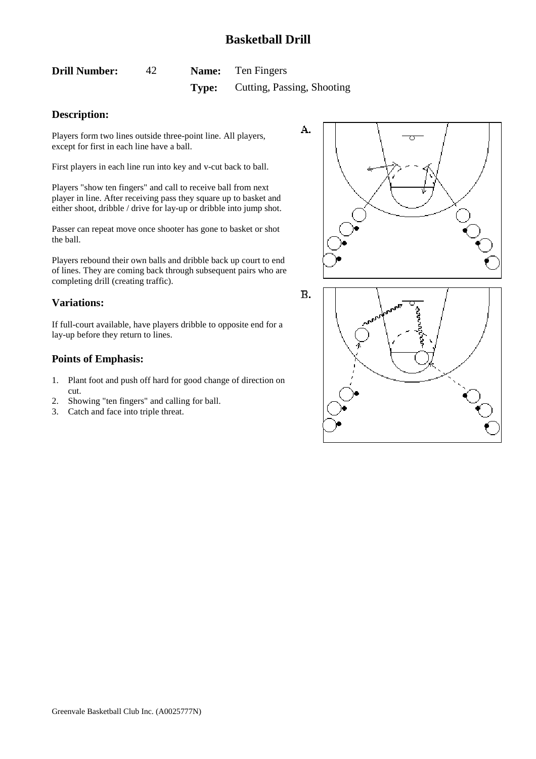# Basketball Drill

**Drill Number:** 42 **Name:** Ten Fingers

**Type:** Cutting, Passing, Shooting

## Description:

Players form two lines outside three-point line. All players, except for first in each line have a ball.

First players in each line run into key and v-cut back to ball.

Players "show ten fingers" and call to receive ball from next player in line. After receiving pass they square up to basket and either shoot, dribble / drive for lay-up or dribble into jump shot.

Passer can repeat move once shooter has gone to basket or shot the ball.

Players rebound their own balls and dribble back up court to end of lines. They are coming back through subsequent pairs who are completing drill (creating traffic).

## Variations:

If full-court available, have players dribble to opposite end for a lay-up before they return to lines.

## Points of Emphasis:

1. Plant foot and push off hard for good change of direction on cut.
2. Showing "ten fingers" and calling for ball.
3. Catch and face into triple threat.

A.

B.

Greenvale Basketball Club Inc. (A0025777N)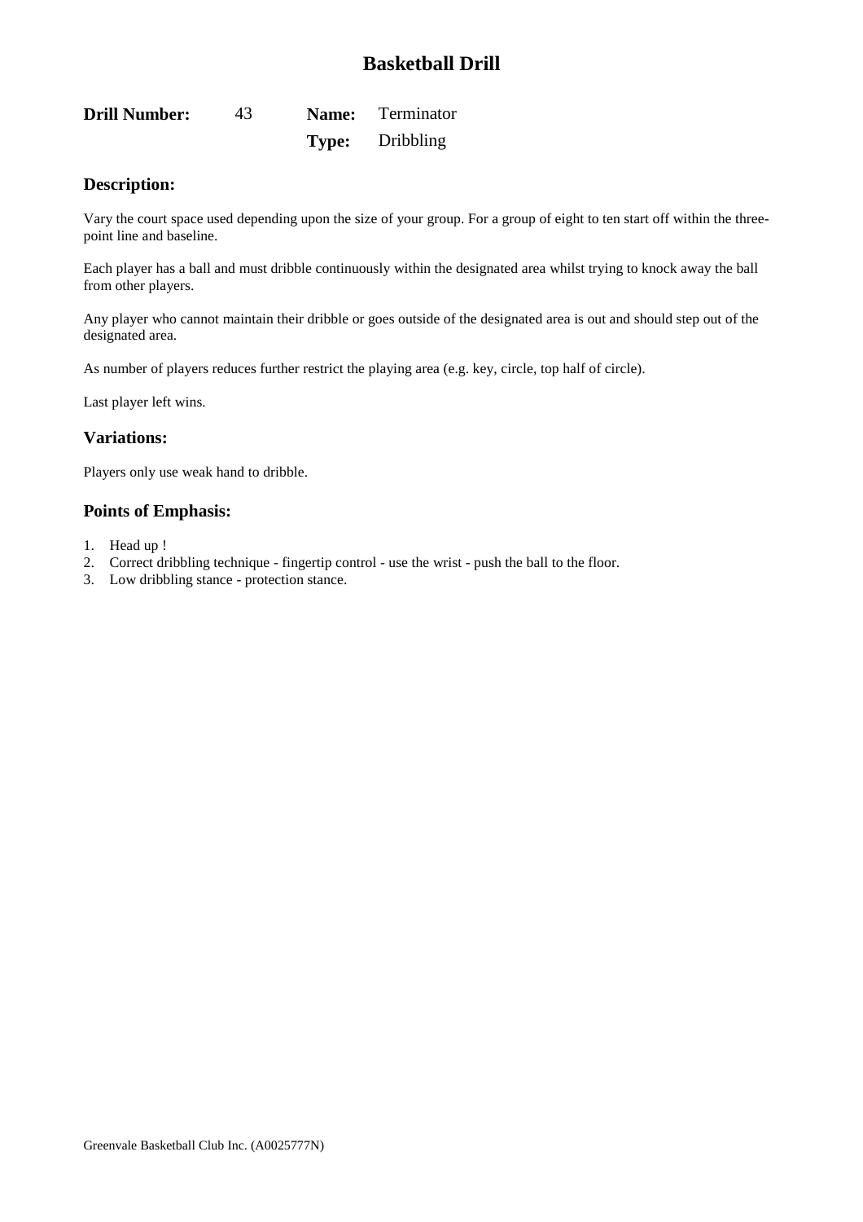# Basketball Drill

**Drill Number:** 43 **Name:** Terminator

**Type:** Dribbling

## Description:

Vary the court space used depending upon the size of your group. For a group of eight to ten start off within the three-point line and baseline.

Each player has a ball and must dribble continuously within the designated area whilst trying to knock away the ball from other players.

Any player who cannot maintain their dribble or goes outside of the designated area is out and should step out of the designated area.

As number of players reduces further restrict the playing area (e.g. key, circle, top half of circle).

Last player left wins.

## Variations:

Players only use weak hand to dribble.

## Points of Emphasis:

1. Head up !
2. Correct dribbling technique - fingertip control - use the wrist - push the ball to the floor.
3. Low dribbling stance - protection stance.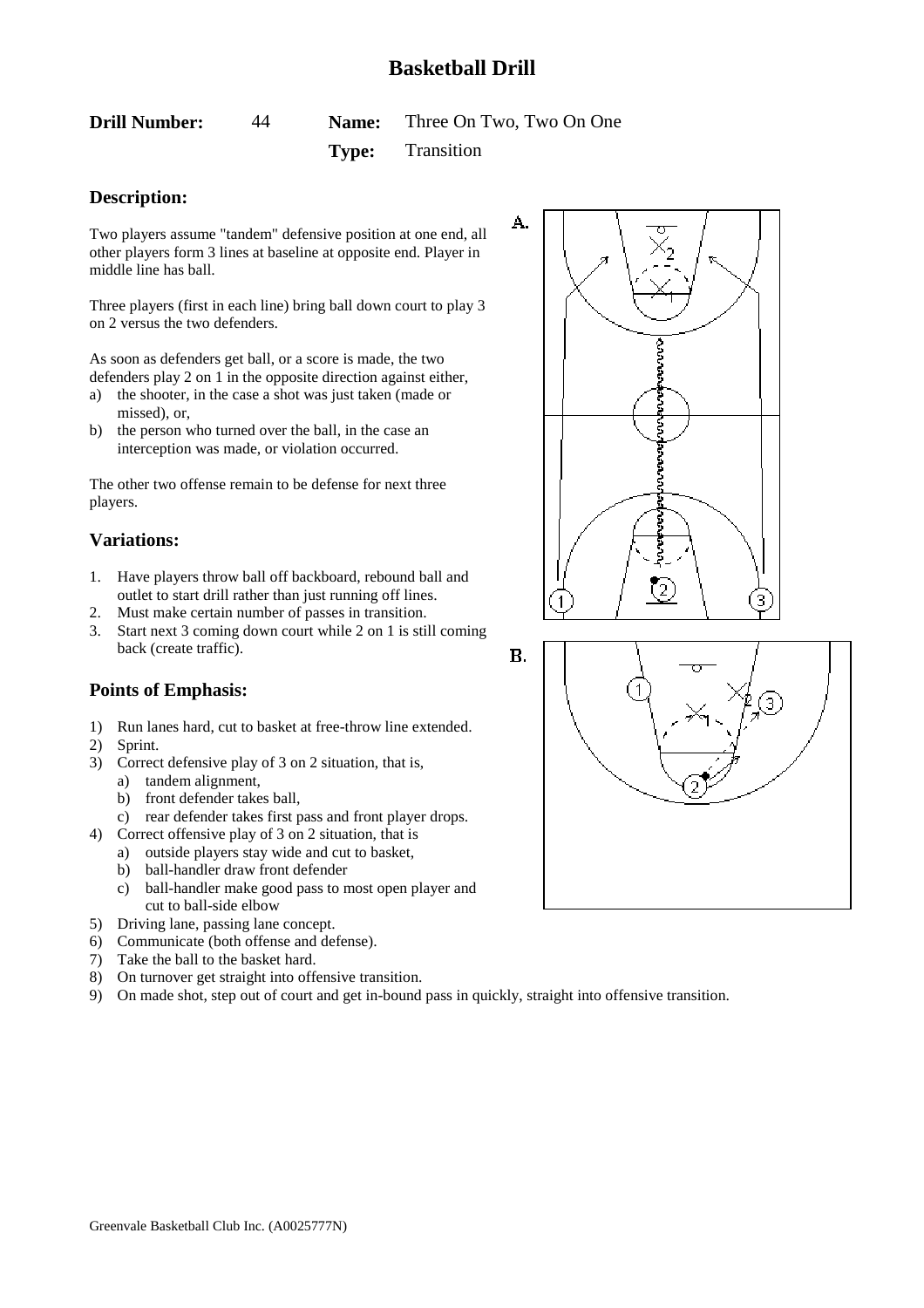# Basketball Drill

**Drill Number:** 44 **Name:** Three On Two, Two On One
**Type:** Transition

## Description:

Two players assume "tandem" defensive position at one end, all other players form 3 lines at baseline at opposite end. Player in middle line has ball.

Three players (first in each line) bring ball down court to play 3 on 2 versus the two defenders.

As soon as defenders get ball, or a score is made, the two defenders play 2 on 1 in the opposite direction against either,

a) the shooter, in the case a shot was just taken (made or missed), or,
b) the person who turned over the ball, in the case an interception was made, or violation occurred.

The other two offense remain to be defense for next three players.

## Variations:

1. Have players throw ball off backboard, rebound ball and outlet to start drill rather than just running off lines.
2. Must make certain number of passes in transition.
3. Start next 3 coming down court while 2 on 1 is still coming back (create traffic).

## Points of Emphasis:

1) Run lanes hard, cut to basket at free-throw line extended.
2) Sprint.
3) Correct defensive play of 3 on 2 situation, that is,
   a) tandem alignment,
   b) front defender takes ball,
   c) rear defender takes first pass and front player drops.
4) Correct offensive play of 3 on 2 situation, that is
   a) outside players stay wide and cut to basket,
   b) ball-handler draw front defender
   c) ball-handler make good pass to most open player and cut to ball-side elbow
5) Driving lane, passing lane concept.
6) Communicate (both offense and defense).
7) Take the ball to the basket hard.
8) On turnover get straight into offensive transition.
9) On made shot, step out of court and get in-bound pass in quickly, straight into offensive transition.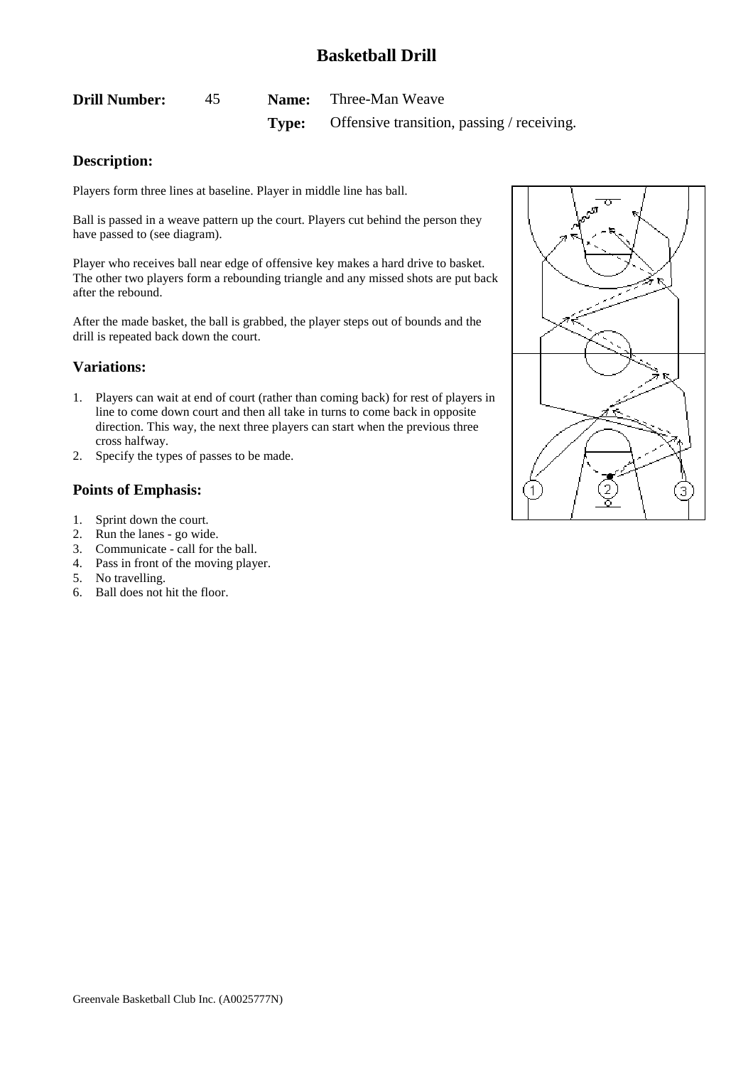# Basketball Drill

**Drill Number:** 45 **Name:** Three-Man Weave

**Type:** Offensive transition, passing / receiving.

## Description:

Players form three lines at baseline. Player in middle line has ball.

Ball is passed in a weave pattern up the court. Players cut behind the person they have passed to (see diagram).

Player who receives ball near edge of offensive key makes a hard drive to basket. The other two players form a rebounding triangle and any missed shots are put back after the rebound.

After the made basket, the ball is grabbed, the player steps out of bounds and the drill is repeated back down the court.

## Variations:

1. Players can wait at end of court (rather than coming back) for rest of players in line to come down court and then all take in turns to come back in opposite direction. This way, the next three players can start when the previous three cross halfway.
2. Specify the types of passes to be made.

## Points of Emphasis:

1. Sprint down the court.
2. Run the lanes - go wide.
3. Communicate - call for the ball.
4. Pass in front of the moving player.
5. No travelling.
6. Ball does not hit the floor.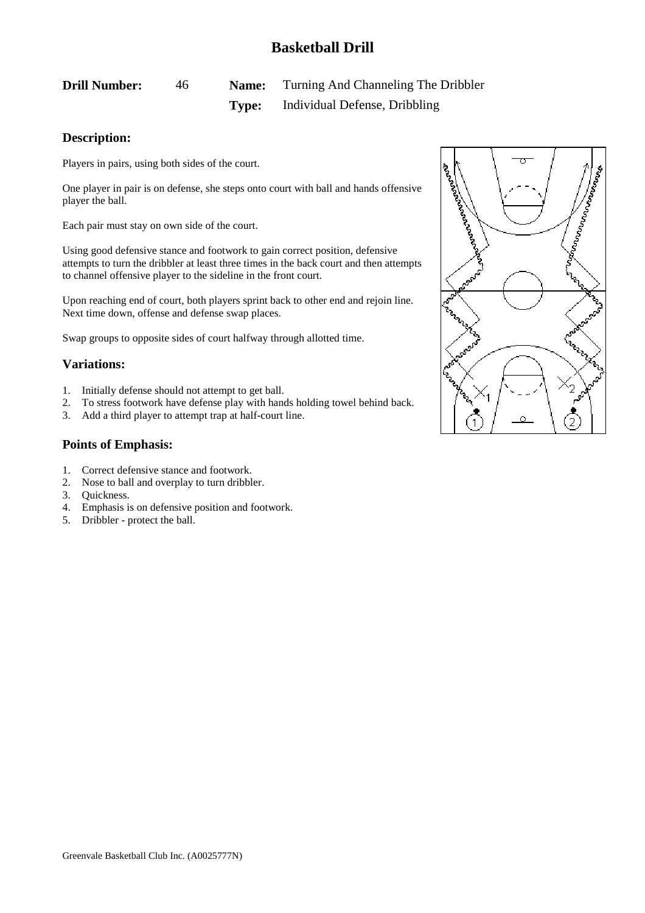# Basketball Drill

**Drill Number:** 46 **Name:** Turning And Channeling The Dribbler

**Type:** Individual Defense, Dribbling

## Description:

Players in pairs, using both sides of the court.

One player in pair is on defense, she steps onto court with ball and hands offensive player the ball.

Each pair must stay on own side of the court.

Using good defensive stance and footwork to gain correct position, defensive attempts to turn the dribbler at least three times in the back court and then attempts to channel offensive player to the sideline in the front court.

Upon reaching end of court, both players sprint back to other end and rejoin line. Next time down, offense and defense swap places.

Swap groups to opposite sides of court halfway through allotted time.

## Variations:

1. Initially defense should not attempt to get ball.
2. To stress footwork have defense play with hands holding towel behind back.
3. Add a third player to attempt trap at half-court line.

## Points of Emphasis:

1. Correct defensive stance and footwork.
2. Nose to ball and overplay to turn dribbler.
3. Quickness.
4. Emphasis is on defensive position and footwork.
5. Dribbler - protect the ball.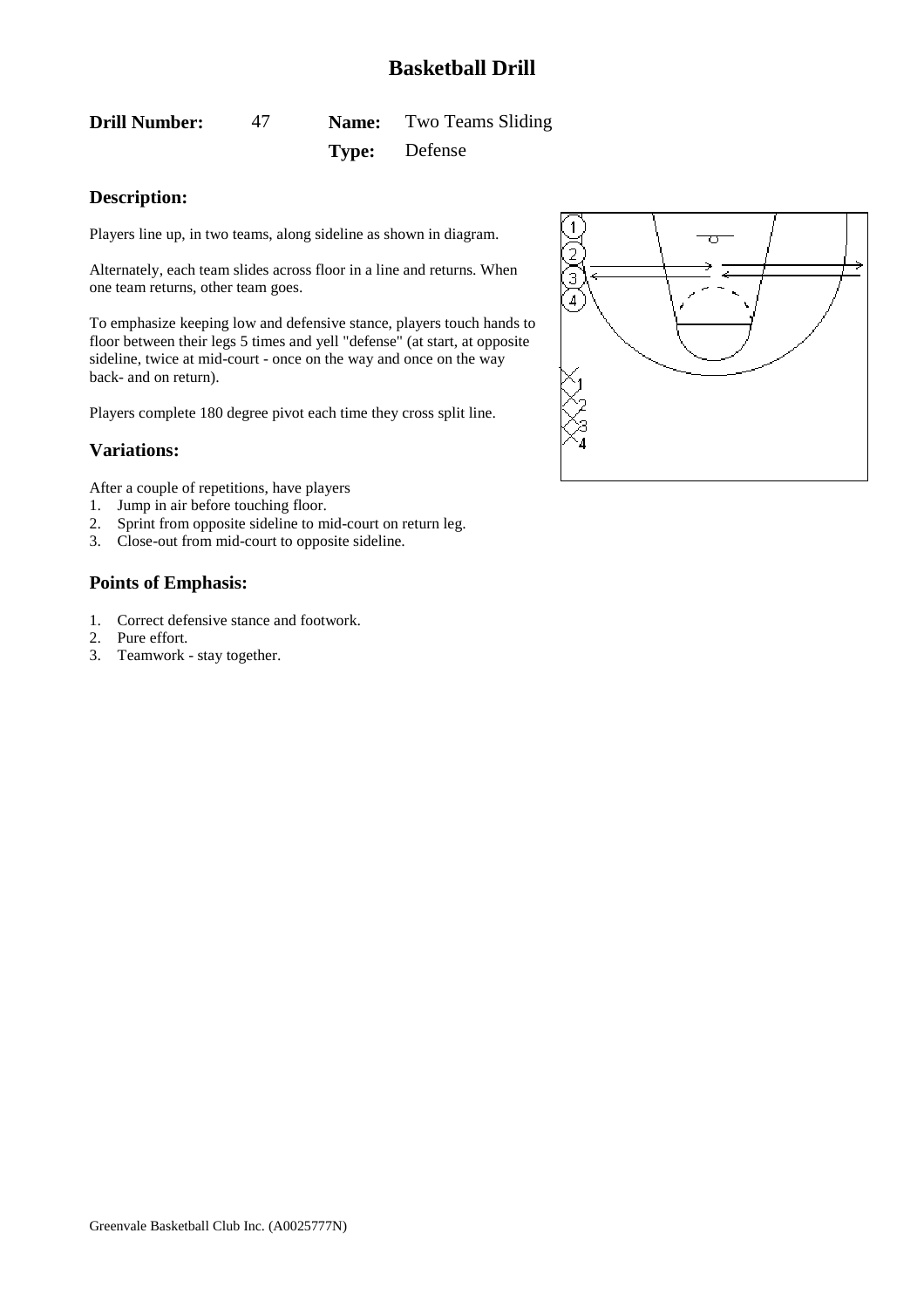# Basketball Drill

**Drill Number:** 47 **Name:** Two Teams Sliding

**Type:** Defense

## Description:

Players line up, in two teams, along sideline as shown in diagram.

Alternately, each team slides across floor in a line and returns. When one team returns, other team goes.

To emphasize keeping low and defensive stance, players touch hands to floor between their legs 5 times and yell "defense" (at start, at opposite sideline, twice at mid-court - once on the way and once on the way back- and on return).

Players complete 180 degree pivot each time they cross split line.

## Variations:

After a couple of repetitions, have players

1. Jump in air before touching floor.
2. Sprint from opposite sideline to mid-court on return leg.
3. Close-out from mid-court to opposite sideline.

## Points of Emphasis:

1. Correct defensive stance and footwork.
2. Pure effort.
3. Teamwork - stay together.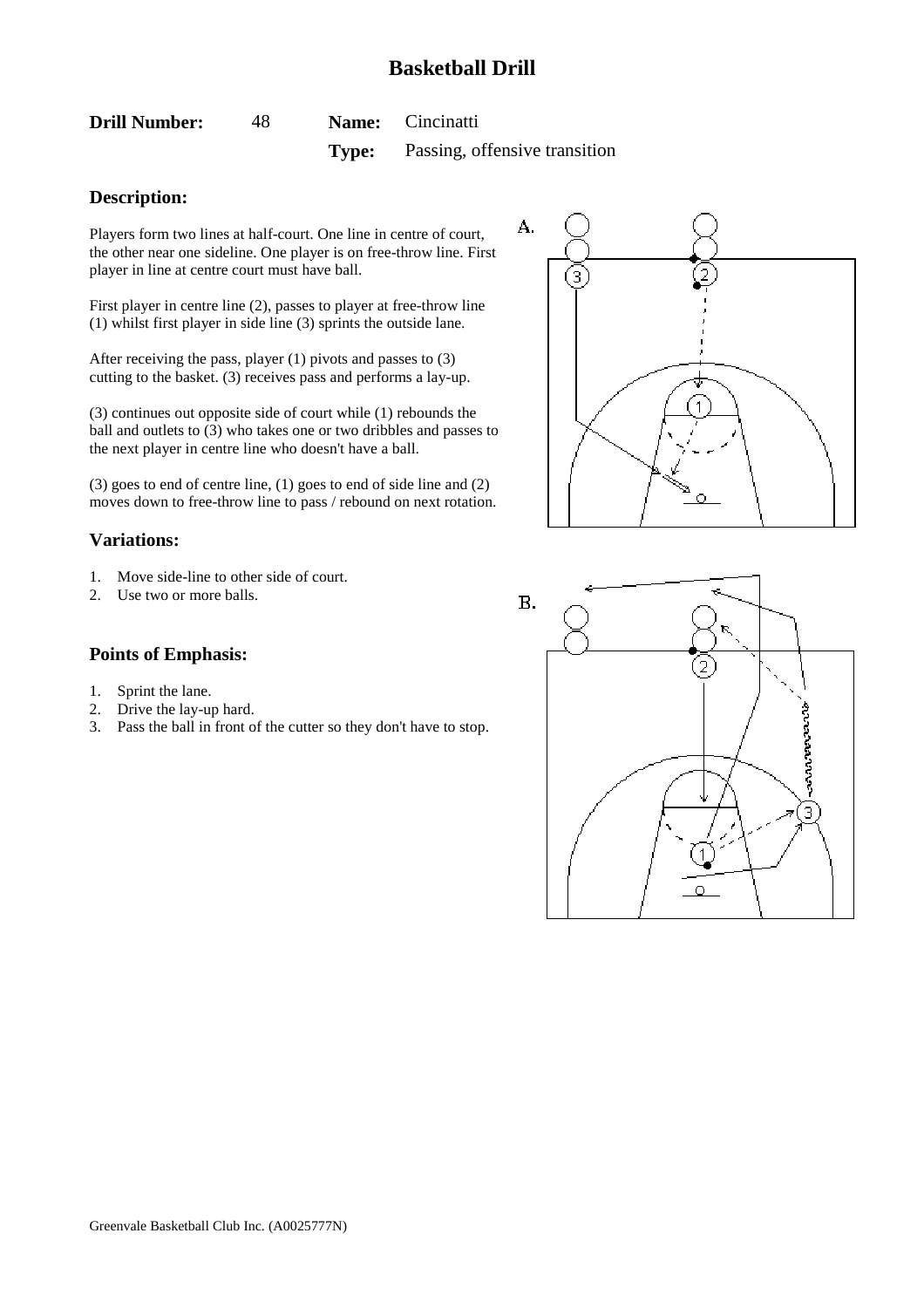# Basketball Drill

**Drill Number:** 48 **Name:** Cincinatti

**Type:** Passing, offensive transition

## Description:

Players form two lines at half-court. One line in centre of court, the other near one sideline. One player is on free-throw line. First player in line at centre court must have ball.

First player in centre line (2), passes to player at free-throw line (1) whilst first player in side line (3) sprints the outside lane.

After receiving the pass, player (1) pivots and passes to (3) cutting to the basket. (3) receives pass and performs a lay-up.

(3) continues out opposite side of court while (1) rebounds the ball and outlets to (3) who takes one or two dribbles and passes to the next player in centre line who doesn't have a ball.

(3) goes to end of centre line, (1) goes to end of side line and (2) moves down to free-throw line to pass / rebound on next rotation.

## Variations:

1. Move side-line to other side of court.
2. Use two or more balls.

## Points of Emphasis:

1. Sprint the lane.
2. Drive the lay-up hard.
3. Pass the ball in front of the cutter so they don't have to stop.

Greenvale Basketball Club Inc. (A0025777N)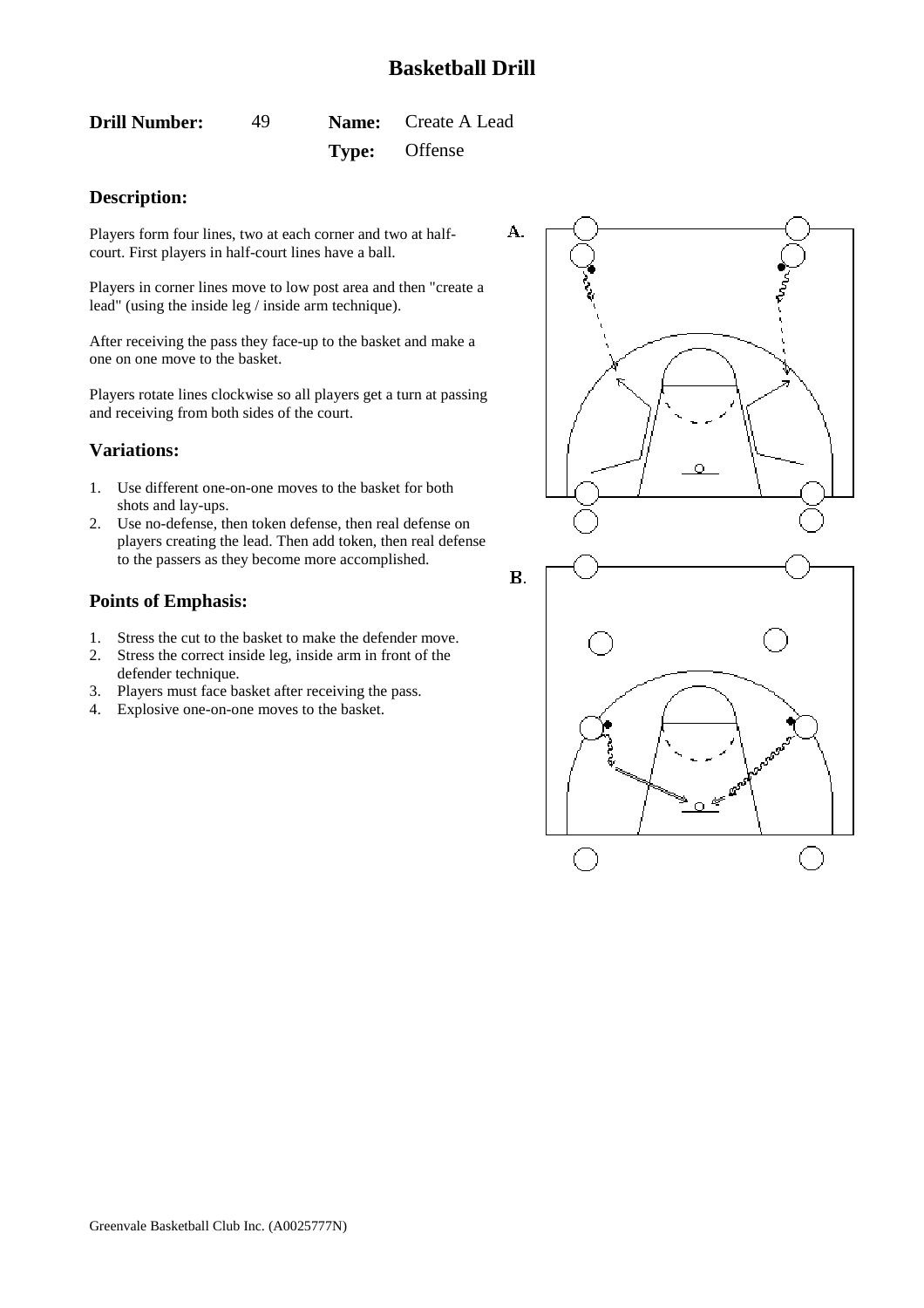# Basketball Drill

**Drill Number:** 49 **Name:** Create A Lead

**Type:** Offense

## Description:

Players form four lines, two at each corner and two at half-court. First players in half-court lines have a ball.

Players in corner lines move to low post area and then "create a lead" (using the inside leg / inside arm technique).

After receiving the pass they face-up to the basket and make a one on one move to the basket.

Players rotate lines clockwise so all players get a turn at passing and receiving from both sides of the court.

## Variations:

1. Use different one-on-one moves to the basket for both shots and lay-ups.
2. Use no-defense, then token defense, then real defense on players creating the lead. Then add token, then real defense to the passers as they become more accomplished.

## Points of Emphasis:

1. Stress the cut to the basket to make the defender move.
2. Stress the correct inside leg, inside arm in front of the defender technique.
3. Players must face basket after receiving the pass.
4. Explosive one-on-one moves to the basket.

A.

B.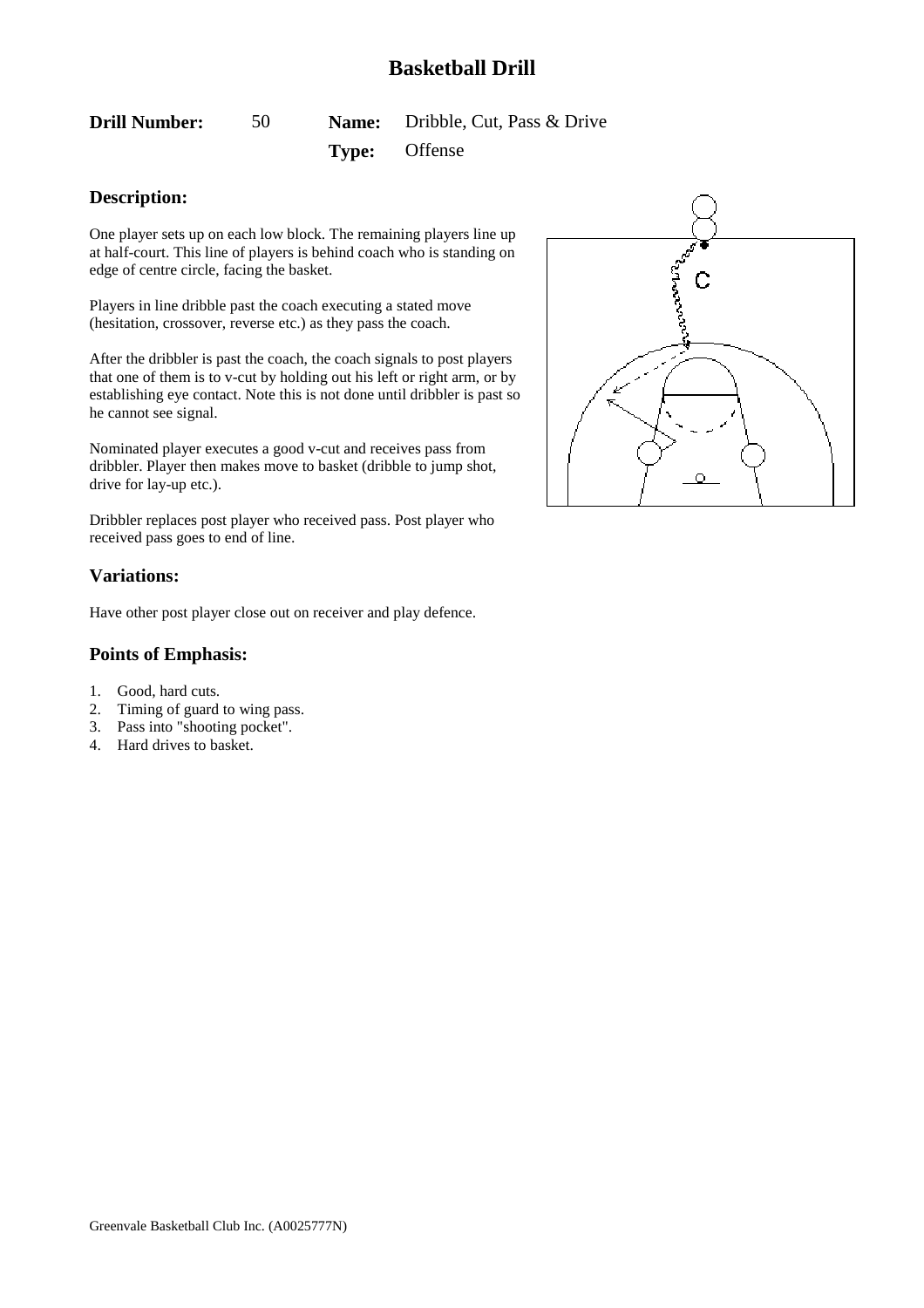# Basketball Drill

**Drill Number:** 50 **Name:** Dribble, Cut, Pass & Drive

**Type:** Offense

## Description:

One player sets up on each low block. The remaining players line up at half-court. This line of players is behind coach who is standing on edge of centre circle, facing the basket.

Players in line dribble past the coach executing a stated move (hesitation, crossover, reverse etc.) as they pass the coach.

After the dribbler is past the coach, the coach signals to post players that one of them is to v-cut by holding out his left or right arm, or by establishing eye contact. Note this is not done until dribbler is past so he cannot see signal.

Nominated player executes a good v-cut and receives pass from dribbler. Player then makes move to basket (dribble to jump shot, drive for lay-up etc.).

Dribbler replaces post player who received pass. Post player who received pass goes to end of line.

## Variations:

Have other post player close out on receiver and play defence.

## Points of Emphasis:

1. Good, hard cuts.
2. Timing of guard to wing pass.
3. Pass into "shooting pocket".
4. Hard drives to basket.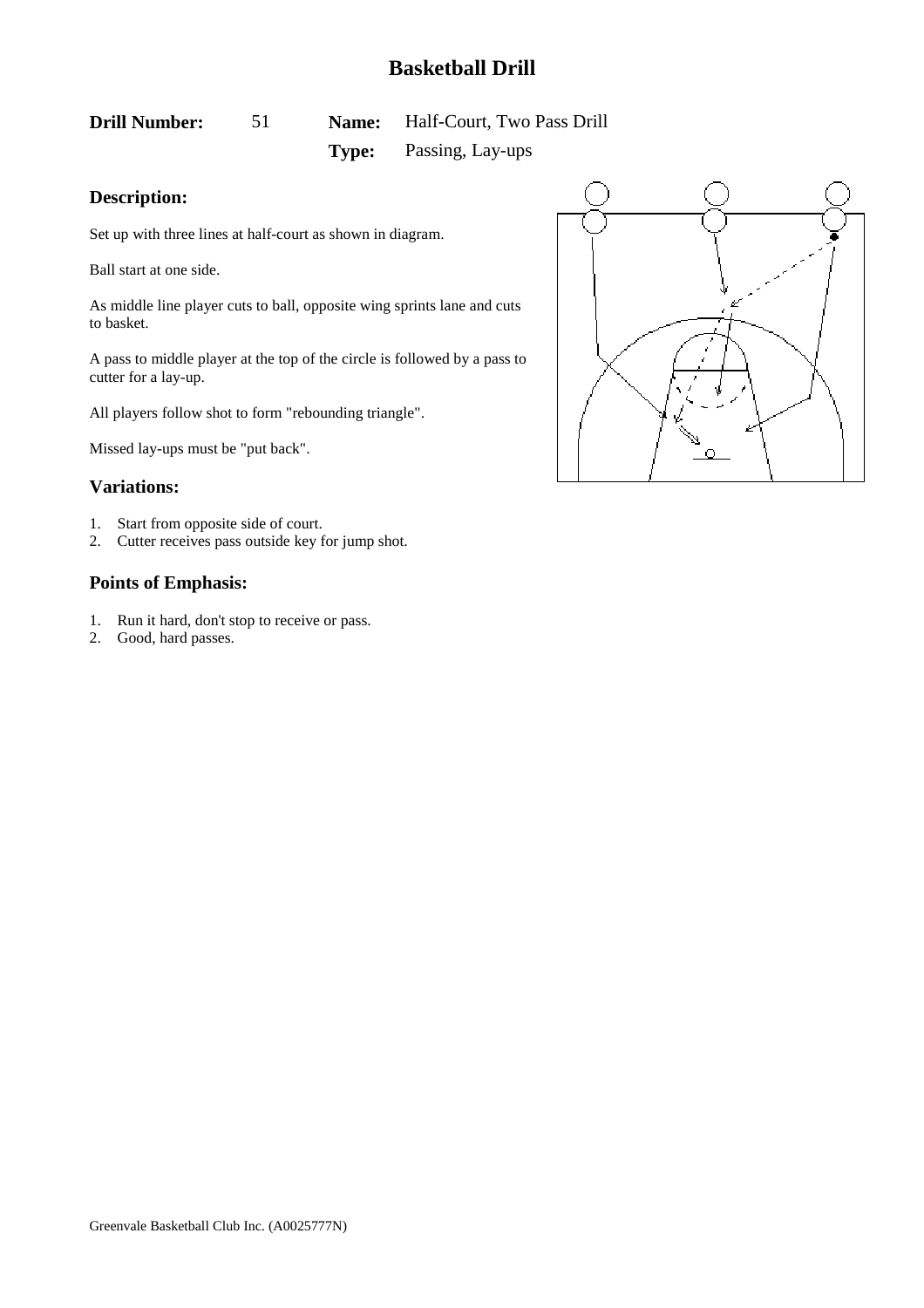# Basketball Drill

**Drill Number:** 51 **Name:** Half-Court, Two Pass Drill

**Type:** Passing, Lay-ups

## Description:

Set up with three lines at half-court as shown in diagram.

Ball start at one side.

As middle line player cuts to ball, opposite wing sprints lane and cuts to basket.

A pass to middle player at the top of the circle is followed by a pass to cutter for a lay-up.

All players follow shot to form "rebounding triangle".

Missed lay-ups must be "put back".

## Variations:

1. Start from opposite side of court.
2. Cutter receives pass outside key for jump shot.

## Points of Emphasis:

1. Run it hard, don't stop to receive or pass.
2. Good, hard passes.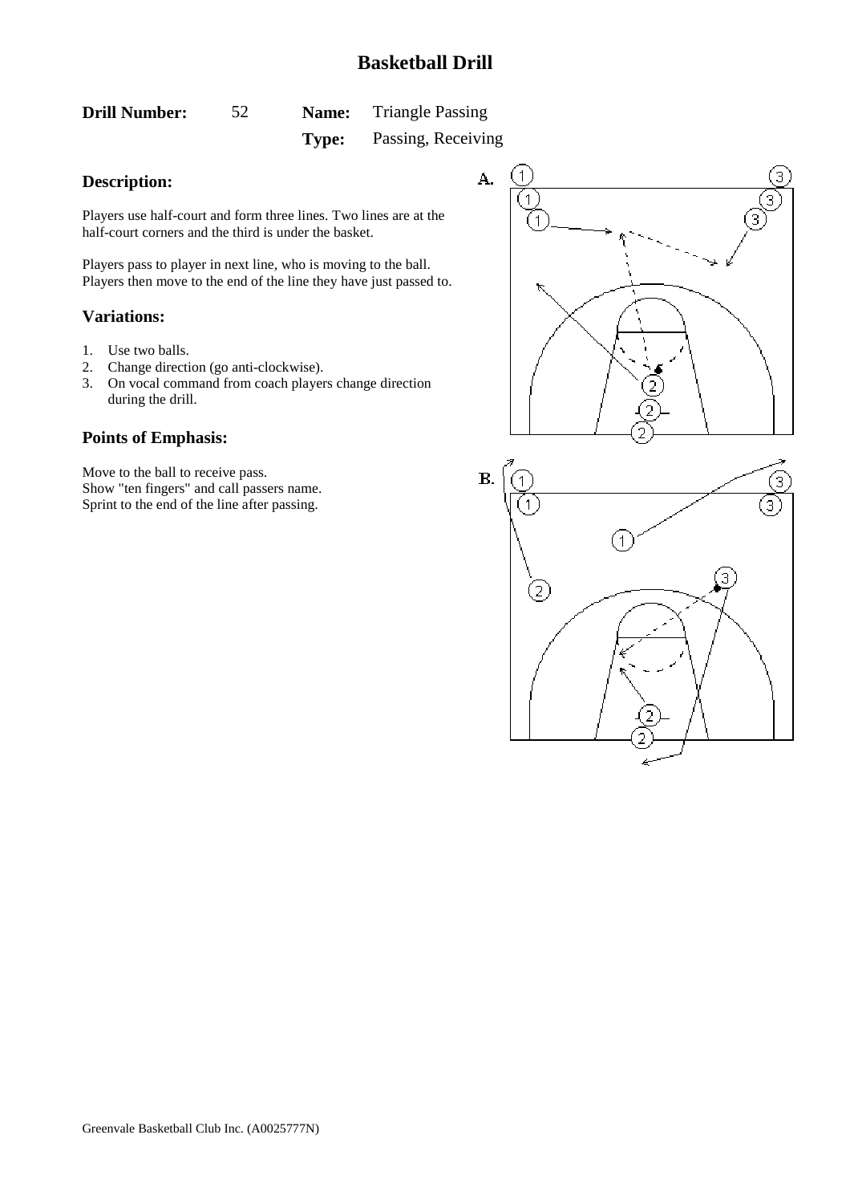# Basketball Drill

**Drill Number:** 52 **Name:** Triangle Passing

**Type:** Passing, Receiving

## Description:

Players use half-court and form three lines. Two lines are at the half-court corners and the third is under the basket.

Players pass to player in next line, who is moving to the ball. Players then move to the end of the line they have just passed to.

## Variations:

1. Use two balls.
2. Change direction (go anti-clockwise).
3. On vocal command from coach players change direction during the drill.

## Points of Emphasis:

Move to the ball to receive pass.
Show "ten fingers" and call passers name.
Sprint to the end of the line after passing.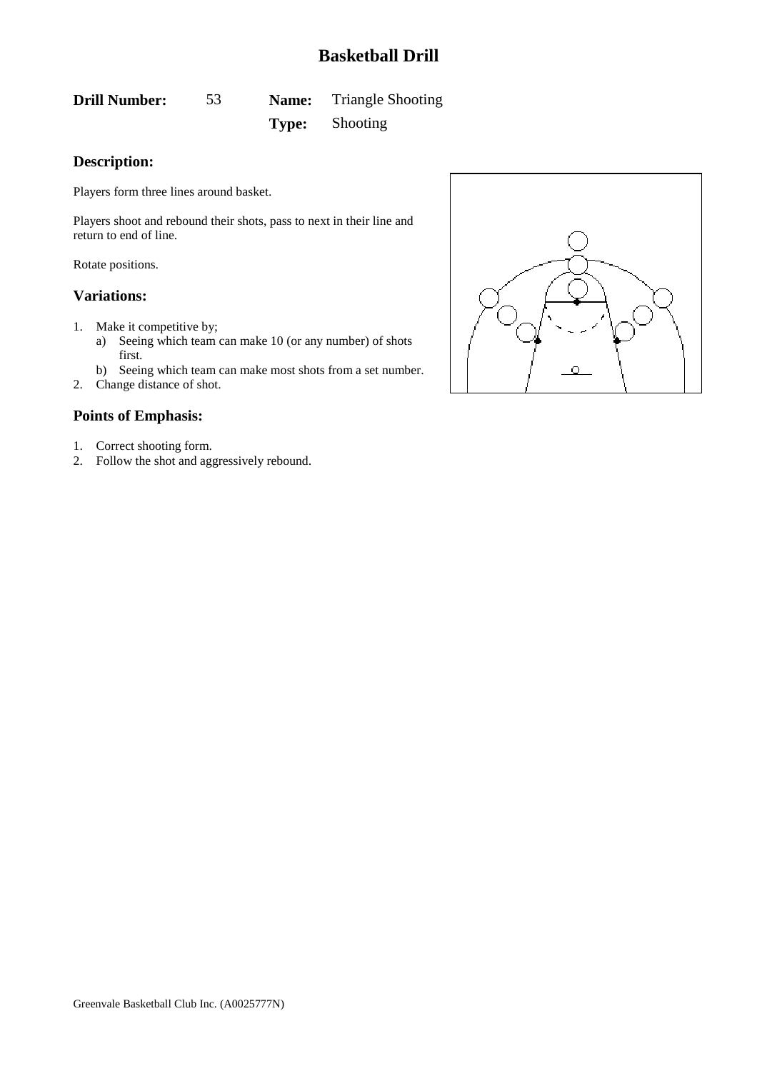# Basketball Drill

**Drill Number:** 53 **Name:** Triangle Shooting

**Type:** Shooting

## Description:

Players form three lines around basket.

Players shoot and rebound their shots, pass to next in their line and return to end of line.

Rotate positions.

## Variations:

1. Make it competitive by;
   a) Seeing which team can make 10 (or any number) of shots first.
   b) Seeing which team can make most shots from a set number.
2. Change distance of shot.

## Points of Emphasis:

1. Correct shooting form.
2. Follow the shot and aggressively rebound.